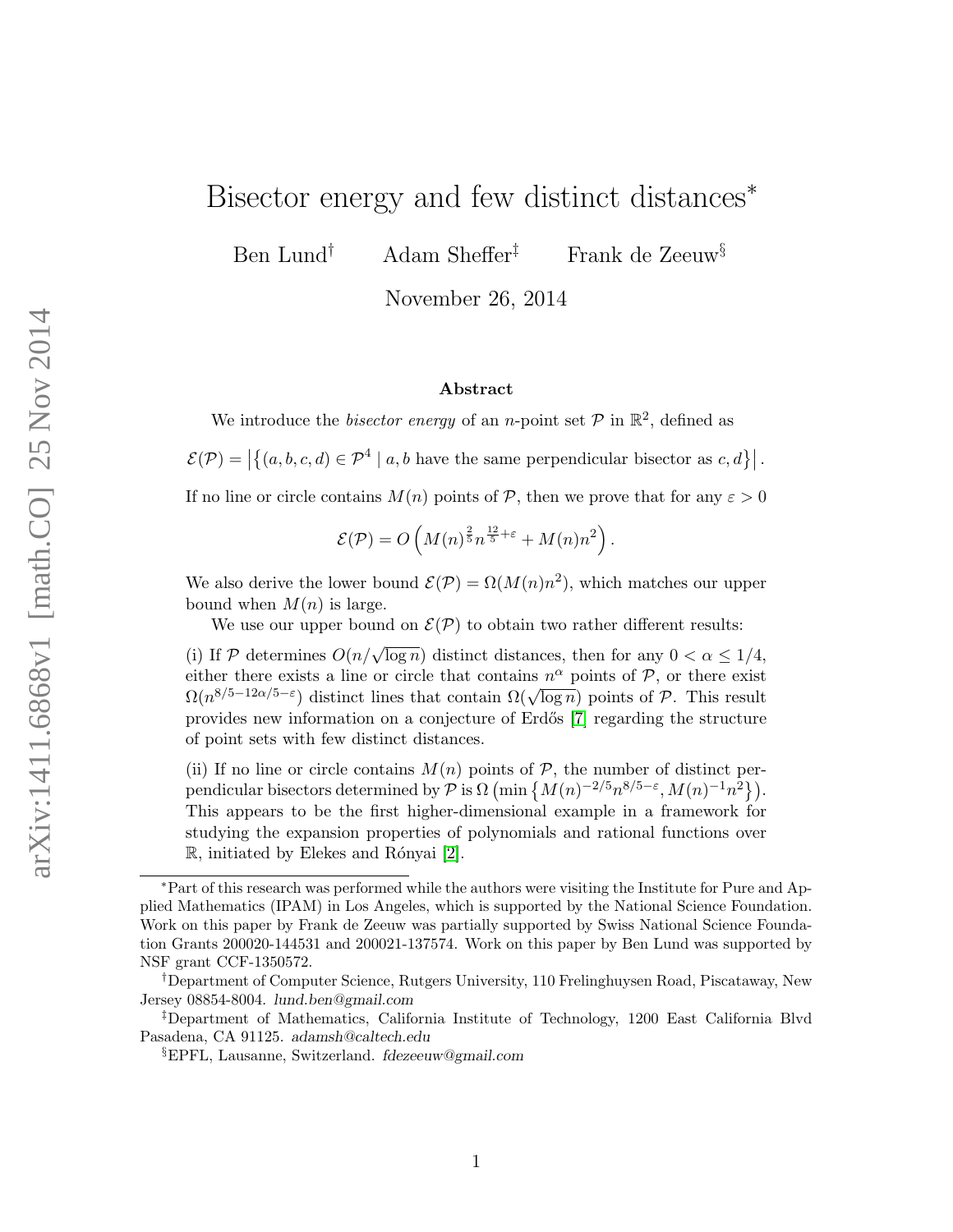# Bisector energy and few distinct distances*

Ben Lund[†] Adam Sheffer[‡] Frank de Zeeuw[§]

November 26, 2014

## Abstract

We introduce the *bisector energy* of an $n$-point set $\mathcal{P}$ in $\mathbb{R}^2$, defined as

$$\mathcal{E}(\mathcal{P}) = \left|\left\{(a, b, c, d) \in \mathcal{P}^4 \mid a, b \text{ have the same perpendicular bisector as } c, d\right\}\right|.$$

If no line or circle contains $M(n)$ points of $\mathcal{P}$, then we prove that for any $\varepsilon > 0$

$$\mathcal{E}(\mathcal{P}) = O\left(M(n)^{\frac{2}{5}} n^{\frac{12}{5}+\varepsilon} + M(n)n^2\right).$$

We also derive the lower bound $\mathcal{E}(\mathcal{P}) = \Omega(M(n)n^2)$, which matches our upper bound when $M(n)$ is large.

We use our upper bound on $\mathcal{E}(\mathcal{P})$ to obtain two rather different results:

(i) If $\mathcal{P}$ determines $O(n/\sqrt{\log n})$ distinct distances, then for any $0 < \alpha \leq 1/4$, either there exists a line or circle that contains $n^\alpha$ points of $\mathcal{P}$, or there exist $\Omega(n^{8/5-12\alpha/5-\varepsilon})$ distinct lines that contain $\Omega(\sqrt{\log n})$ points of $\mathcal{P}$. This result provides new information on a conjecture of Erdős [7] regarding the structure of point sets with few distinct distances.

(ii) If no line or circle contains $M(n)$ points of $\mathcal{P}$, the number of distinct perpendicular bisectors determined by $\mathcal{P}$ is $\Omega\left(\min\left\{M(n)^{-2/5}n^{8/5-\varepsilon}, M(n)^{-1}n^2\right\}\right)$. This appears to be the first higher-dimensional example in a framework for studying the expansion properties of polynomials and rational functions over $\mathbb{R}$, initiated by Elekes and Rónyai [2].

---

*Part of this research was performed while the authors were visiting the Institute for Pure and Applied Mathematics (IPAM) in Los Angeles, which is supported by the National Science Foundation. Work on this paper by Frank de Zeeuw was partially supported by Swiss National Science Foundation Grants 200020-144531 and 200021-137574. Work on this paper by Ben Lund was supported by NSF grant CCF-1350572.

[†]Department of Computer Science, Rutgers University, 110 Frelinghuysen Road, Piscataway, New Jersey 08854-8004. *lund.ben@gmail.com*

[‡]Department of Mathematics, California Institute of Technology, 1200 East California Blvd Pasadena, CA 91125. *adamsh@caltech.edu*

[§]EPFL, Lausanne, Switzerland. *fdezeeuw@gmail.com*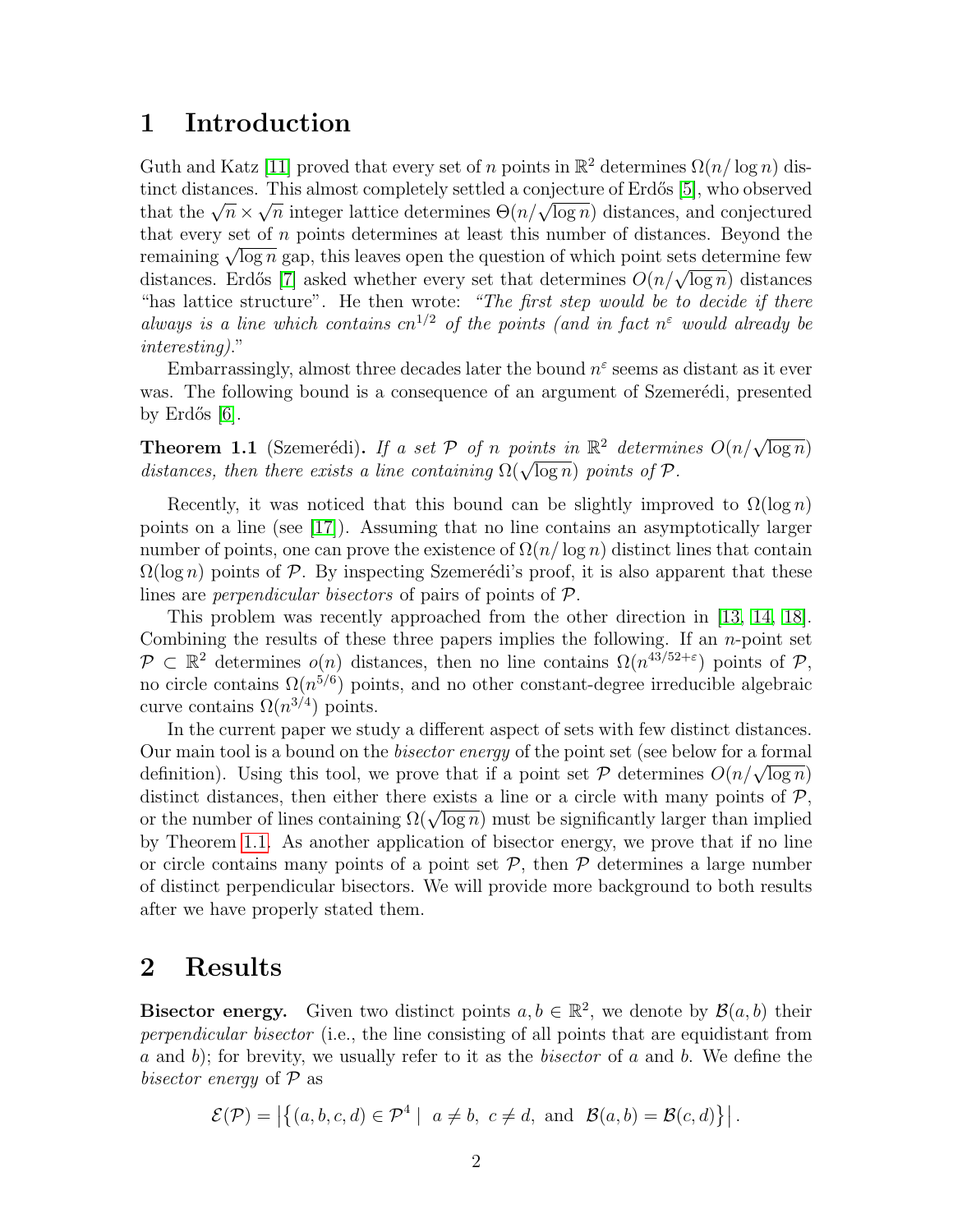## 1 Introduction

Guth and Katz [11] proved that every set of $n$ points in $\mathbb{R}^2$ determines $\Omega(n/\log n)$ distinct distances. This almost completely settled a conjecture of Erdős [5], who observed that the $\sqrt{n} \times \sqrt{n}$ integer lattice determines $\Theta(n/\sqrt{\log n})$ distances, and conjectured that every set of $n$ points determines at least this number of distances. Beyond the remaining $\sqrt{\log n}$ gap, this leaves open the question of which point sets determine few distances. Erdős [7] asked whether every set that determines $O(n/\sqrt{\log n})$ distances "has lattice structure". He then wrote: *"The first step would be to decide if there always is a line which contains $cn^{1/2}$ of the points (and in fact $n^{\varepsilon}$ would already be interesting)."*

Embarrassingly, almost three decades later the bound $n^{\varepsilon}$ seems as distant as it ever was. The following bound is a consequence of an argument of Szemerédi, presented by Erdős [6].

**Theorem 1.1** (Szemerédi)**.** *If a set $\mathcal{P}$ of $n$ points in $\mathbb{R}^2$ determines $O(n/\sqrt{\log n})$ distances, then there exists a line containing $\Omega(\sqrt{\log n})$ points of $\mathcal{P}$.*

Recently, it was noticed that this bound can be slightly improved to $\Omega(\log n)$ points on a line (see [17]). Assuming that no line contains an asymptotically larger number of points, one can prove the existence of $\Omega(n/\log n)$ distinct lines that contain $\Omega(\log n)$ points of $\mathcal{P}$. By inspecting Szemerédi's proof, it is also apparent that these lines are *perpendicular bisectors* of pairs of points of $\mathcal{P}$.

This problem was recently approached from the other direction in [13, 14, 18]. Combining the results of these three papers implies the following. If an $n$-point set $\mathcal{P} \subset \mathbb{R}^2$ determines $o(n)$ distances, then no line contains $\Omega(n^{43/52+\varepsilon})$ points of $\mathcal{P}$, no circle contains $\Omega(n^{5/6})$ points, and no other constant-degree irreducible algebraic curve contains $\Omega(n^{3/4})$ points.

In the current paper we study a different aspect of sets with few distinct distances. Our main tool is a bound on the *bisector energy* of the point set (see below for a formal definition). Using this tool, we prove that if a point set $\mathcal{P}$ determines $O(n/\sqrt{\log n})$ distinct distances, then either there exists a line or a circle with many points of $\mathcal{P}$, or the number of lines containing $\Omega(\sqrt{\log n})$ must be significantly larger than implied by Theorem 1.1. As another application of bisector energy, we prove that if no line or circle contains many points of a point set $\mathcal{P}$, then $\mathcal{P}$ determines a large number of distinct perpendicular bisectors. We will provide more background to both results after we have properly stated them.

## 2 Results

**Bisector energy.** Given two distinct points $a, b \in \mathbb{R}^2$, we denote by $\mathcal{B}(a,b)$ their *perpendicular bisector* (i.e., the line consisting of all points that are equidistant from $a$ and $b$); for brevity, we usually refer to it as the *bisector* of $a$ and $b$. We define the *bisector energy* of $\mathcal{P}$ as

$$\mathcal{E}(\mathcal{P}) = \left|\left\{(a,b,c,d) \in \mathcal{P}^4 \mid \ a \neq b, \ c \neq d, \text{ and } \ \mathcal{B}(a,b) = \mathcal{B}(c,d)\right\}\right|.$$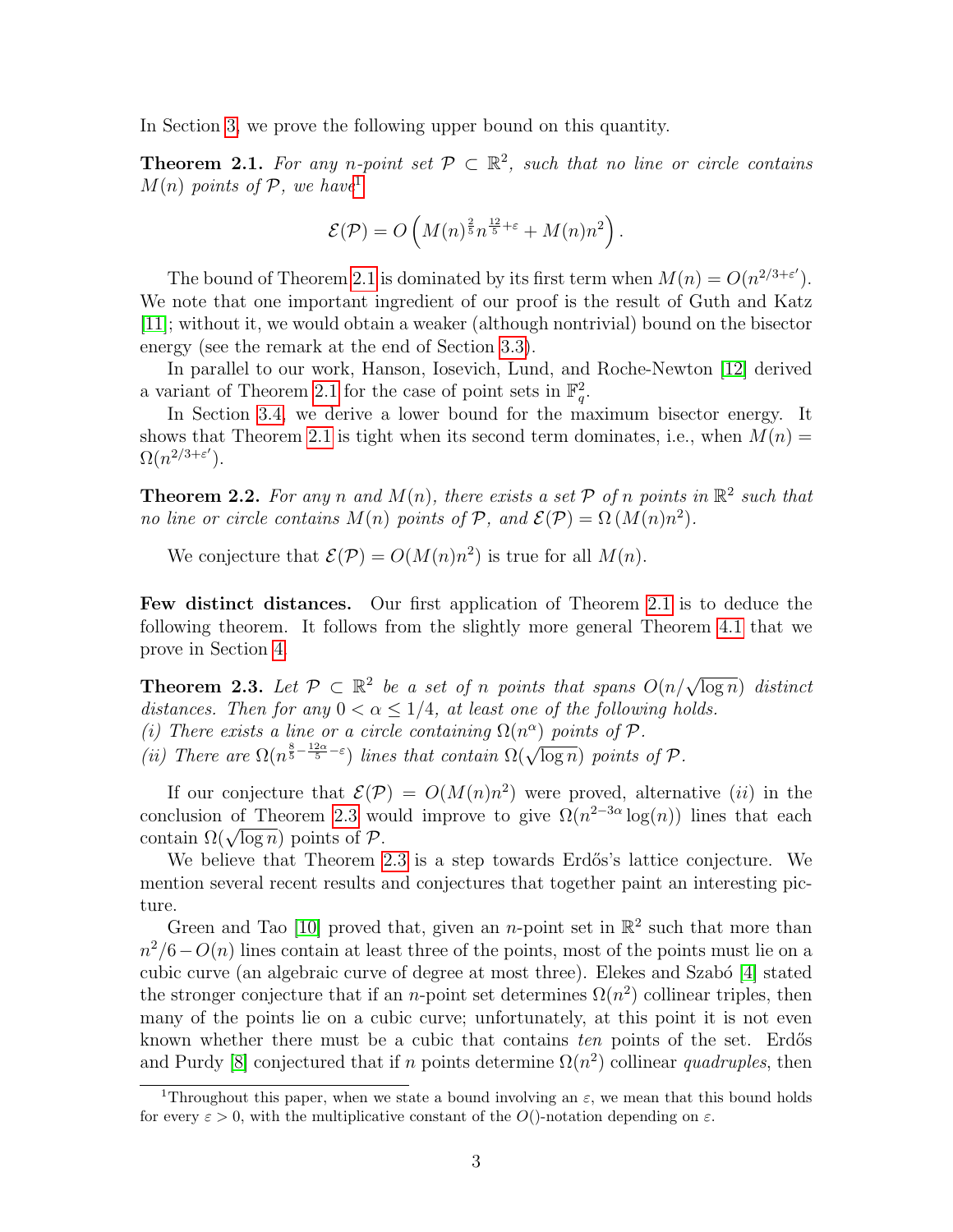In Section 3, we prove the following upper bound on this quantity.

**Theorem 2.1.** *For any $n$-point set $\mathcal{P} \subset \mathbb{R}^2$, such that no line or circle contains $M(n)$ points of $\mathcal{P}$, we have*[1]

$$\mathcal{E}(\mathcal{P}) = O\left(M(n)^{\frac{2}{5}} n^{\frac{12}{5}+\varepsilon} + M(n)n^2\right).$$

The bound of Theorem 2.1 is dominated by its first term when $M(n) = O(n^{2/3+\varepsilon'})$. We note that one important ingredient of our proof is the result of Guth and Katz [11]; without it, we would obtain a weaker (although nontrivial) bound on the bisector energy (see the remark at the end of Section 3.3).

In parallel to our work, Hanson, Iosevich, Lund, and Roche-Newton [12] derived a variant of Theorem 2.1 for the case of point sets in $\mathbb{F}_q^2$.

In Section 3.4, we derive a lower bound for the maximum bisector energy. It shows that Theorem 2.1 is tight when its second term dominates, i.e., when $M(n) = \Omega(n^{2/3+\varepsilon'})$.

**Theorem 2.2.** *For any $n$ and $M(n)$, there exists a set $\mathcal{P}$ of $n$ points in $\mathbb{R}^2$ such that no line or circle contains $M(n)$ points of $\mathcal{P}$, and $\mathcal{E}(\mathcal{P}) = \Omega\left(M(n)n^2\right)$.*

We conjecture that $\mathcal{E}(\mathcal{P}) = O(M(n)n^2)$ is true for all $M(n)$.

**Few distinct distances.** Our first application of Theorem 2.1 is to deduce the following theorem. It follows from the slightly more general Theorem 4.1 that we prove in Section 4.

**Theorem 2.3.** *Let $\mathcal{P} \subset \mathbb{R}^2$ be a set of $n$ points that spans $O(n/\sqrt{\log n})$ distinct distances. Then for any $0 < \alpha \leq 1/4$, at least one of the following holds.*
*(i) There exists a line or a circle containing $\Omega(n^\alpha)$ points of $\mathcal{P}$.*
*(ii) There are $\Omega(n^{\frac{8}{5}-\frac{12\alpha}{5}-\varepsilon})$ lines that contain $\Omega(\sqrt{\log n})$ points of $\mathcal{P}$.*

If our conjecture that $\mathcal{E}(\mathcal{P}) = O(M(n)n^2)$ were proved, alternative $(ii)$ in the conclusion of Theorem 2.3 would improve to give $\Omega(n^{2-3\alpha}\log(n))$ lines that each contain $\Omega(\sqrt{\log n})$ points of $\mathcal{P}$.

We believe that Theorem 2.3 is a step towards Erdős's lattice conjecture. We mention several recent results and conjectures that together paint an interesting picture.

Green and Tao [10] proved that, given an $n$-point set in $\mathbb{R}^2$ such that more than $n^2/6 - O(n)$ lines contain at least three of the points, most of the points must lie on a cubic curve (an algebraic curve of degree at most three). Elekes and Szabó [4] stated the stronger conjecture that if an $n$-point set determines $\Omega(n^2)$ collinear triples, then many of the points lie on a cubic curve; unfortunately, at this point it is not even known whether there must be a cubic that contains *ten* points of the set. Erdős and Purdy [8] conjectured that if $n$ points determine $\Omega(n^2)$ collinear *quadruples*, then

[1] Throughout this paper, when we state a bound involving an $\varepsilon$, we mean that this bound holds for every $\varepsilon > 0$, with the multiplicative constant of the $O()$-notation depending on $\varepsilon$.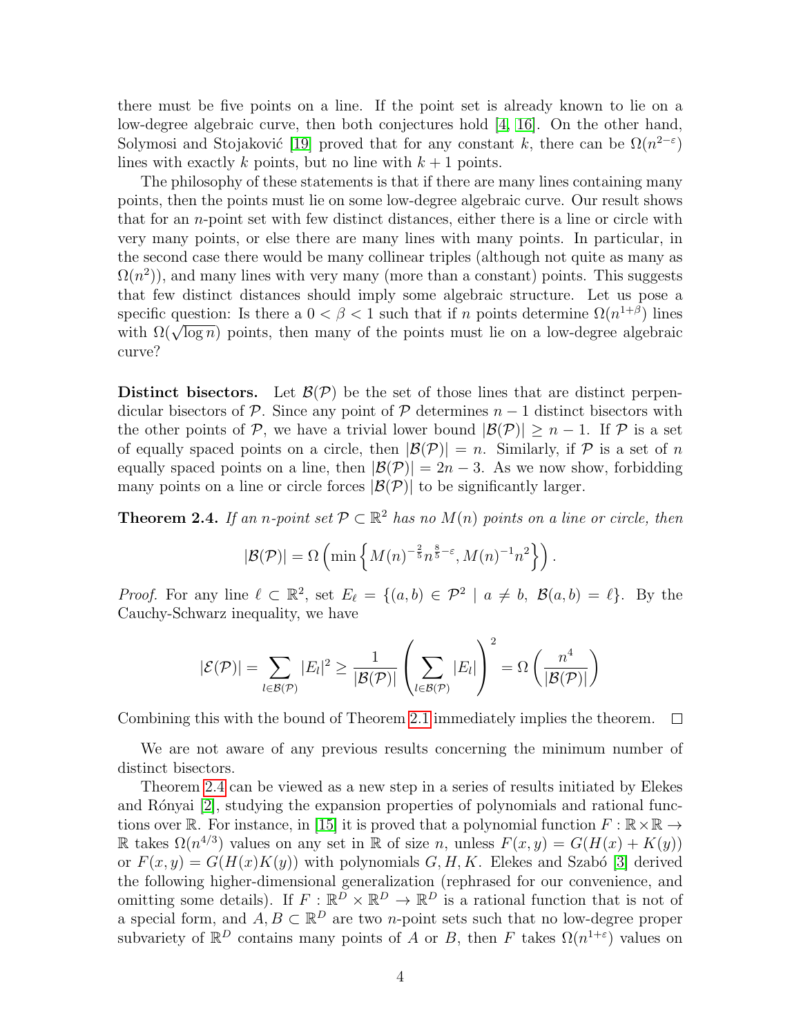there must be five points on a line. If the point set is already known to lie on a low-degree algebraic curve, then both conjectures hold [4, 16]. On the other hand, Solymosi and Stojaković [19] proved that for any constant $k$, there can be $\Omega(n^{2-\varepsilon})$ lines with exactly $k$ points, but no line with $k+1$ points.

The philosophy of these statements is that if there are many lines containing many points, then the points must lie on some low-degree algebraic curve. Our result shows that for an $n$-point set with few distinct distances, either there is a line or circle with very many points, or else there are many lines with many points. In particular, in the second case there would be many collinear triples (although not quite as many as $\Omega(n^2)$), and many lines with very many (more than a constant) points. This suggests that few distinct distances should imply some algebraic structure. Let us pose a specific question: Is there a $0 < \beta < 1$ such that if $n$ points determine $\Omega(n^{1+\beta})$ lines with $\Omega(\sqrt{\log n})$ points, then many of the points must lie on a low-degree algebraic curve?

**Distinct bisectors.** Let $\mathcal{B}(\mathcal{P})$ be the set of those lines that are distinct perpendicular bisectors of $\mathcal{P}$. Since any point of $\mathcal{P}$ determines $n-1$ distinct bisectors with the other points of $\mathcal{P}$, we have a trivial lower bound $|\mathcal{B}(\mathcal{P})| \geq n-1$. If $\mathcal{P}$ is a set of equally spaced points on a circle, then $|\mathcal{B}(\mathcal{P})| = n$. Similarly, if $\mathcal{P}$ is a set of $n$ equally spaced points on a line, then $|\mathcal{B}(\mathcal{P})| = 2n-3$. As we now show, forbidding many points on a line or circle forces $|\mathcal{B}(\mathcal{P})|$ to be significantly larger.

**Theorem 2.4.** *If an $n$-point set $\mathcal{P} \subset \mathbb{R}^2$ has no $M(n)$ points on a line or circle, then*

$$|\mathcal{B}(\mathcal{P})| = \Omega\left(\min\left\{M(n)^{-\frac{2}{5}} n^{\frac{8}{5}-\varepsilon}, M(n)^{-1} n^2\right\}\right).$$

*Proof.* For any line $\ell \subset \mathbb{R}^2$, set $E_\ell = \{(a,b) \in \mathcal{P}^2 \mid a \neq b,\ \mathcal{B}(a,b) = \ell\}$. By the Cauchy-Schwarz inequality, we have

$$|\mathcal{E}(\mathcal{P})| = \sum_{l \in \mathcal{B}(\mathcal{P})} |E_l|^2 \geq \frac{1}{|\mathcal{B}(\mathcal{P})|} \left(\sum_{l \in \mathcal{B}(\mathcal{P})} |E_l|\right)^2 = \Omega\left(\frac{n^4}{|\mathcal{B}(\mathcal{P})|}\right)$$

Combining this with the bound of Theorem 2.1 immediately implies the theorem. □

We are not aware of any previous results concerning the minimum number of distinct bisectors.

Theorem 2.4 can be viewed as a new step in a series of results initiated by Elekes and Rónyai [2], studying the expansion properties of polynomials and rational functions over $\mathbb{R}$. For instance, in [15] it is proved that a polynomial function $F : \mathbb{R} \times \mathbb{R} \to \mathbb{R}$ takes $\Omega(n^{4/3})$ values on any set in $\mathbb{R}$ of size $n$, unless $F(x,y) = G(H(x) + K(y))$ or $F(x,y) = G(H(x)K(y))$ with polynomials $G, H, K$. Elekes and Szabó [3] derived the following higher-dimensional generalization (rephrased for our convenience, and omitting some details). If $F : \mathbb{R}^D \times \mathbb{R}^D \to \mathbb{R}^D$ is a rational function that is not of a special form, and $A, B \subset \mathbb{R}^D$ are two $n$-point sets such that no low-degree proper subvariety of $\mathbb{R}^D$ contains many points of $A$ or $B$, then $F$ takes $\Omega(n^{1+\varepsilon})$ values on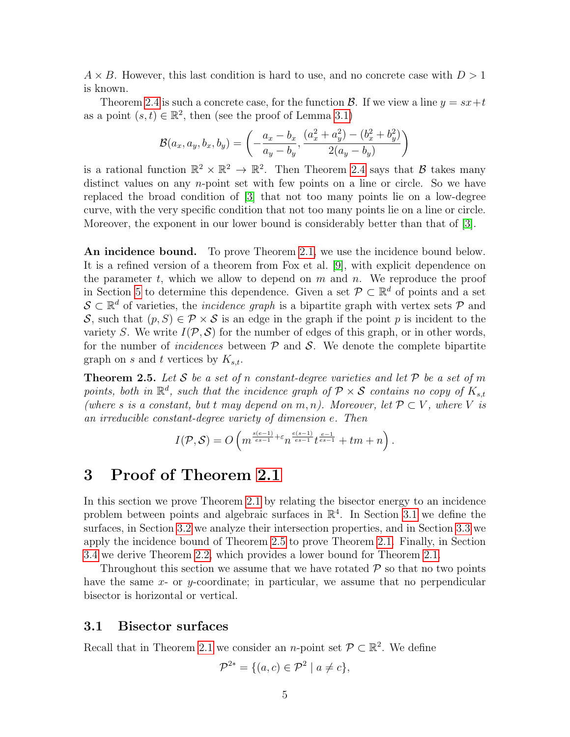$A \times B$. However, this last condition is hard to use, and no concrete case with $D > 1$ is known.

Theorem 2.4 is such a concrete case, for the function $\mathcal{B}$. If we view a line $y = sx + t$ as a point $(s,t) \in \mathbb{R}^2$, then (see the proof of Lemma 3.1)

$$\mathcal{B}(a_x, a_y, b_x, b_y) = \left( -\frac{a_x - b_x}{a_y - b_y}, \frac{(a_x^2 + a_y^2) - (b_x^2 + b_y^2)}{2(a_y - b_y)} \right)$$

is a rational function $\mathbb{R}^2 \times \mathbb{R}^2 \to \mathbb{R}^2$. Then Theorem 2.4 says that $\mathcal{B}$ takes many distinct values on any $n$-point set with few points on a line or circle. So we have replaced the broad condition of [3] that not too many points lie on a low-degree curve, with the very specific condition that not too many points lie on a line or circle. Moreover, the exponent in our lower bound is considerably better than that of [3].

**An incidence bound.** To prove Theorem 2.1, we use the incidence bound below. It is a refined version of a theorem from Fox et al. [9], with explicit dependence on the parameter $t$, which we allow to depend on $m$ and $n$. We reproduce the proof in Section 5 to determine this dependence. Given a set $\mathcal{P} \subset \mathbb{R}^d$ of points and a set $\mathcal{S} \subset \mathbb{R}^d$ of varieties, the *incidence graph* is a bipartite graph with vertex sets $\mathcal{P}$ and $\mathcal{S}$, such that $(p, S) \in \mathcal{P} \times \mathcal{S}$ is an edge in the graph if the point $p$ is incident to the variety $S$. We write $I(\mathcal{P}, \mathcal{S})$ for the number of edges of this graph, or in other words, for the number of *incidences* between $\mathcal{P}$ and $\mathcal{S}$. We denote the complete bipartite graph on $s$ and $t$ vertices by $K_{s,t}$.

**Theorem 2.5.** *Let $\mathcal{S}$ be a set of $n$ constant-degree varieties and let $\mathcal{P}$ be a set of $m$ points, both in $\mathbb{R}^d$, such that the incidence graph of $\mathcal{P} \times \mathcal{S}$ contains no copy of $K_{s,t}$ (where $s$ is a constant, but $t$ may depend on $m, n$). Moreover, let $\mathcal{P} \subset V$, where $V$ is an irreducible constant-degree variety of dimension $e$. Then*

$$I(\mathcal{P}, \mathcal{S}) = O\left( m^{\frac{s(e-1)}{es-1} + \varepsilon} n^{\frac{e(s-1)}{es-1}} t^{\frac{e-1}{es-1}} + tm + n \right).$$

# 3 Proof of Theorem 2.1

In this section we prove Theorem 2.1 by relating the bisector energy to an incidence problem between points and algebraic surfaces in $\mathbb{R}^4$. In Section 3.1 we define the surfaces, in Section 3.2 we analyze their intersection properties, and in Section 3.3 we apply the incidence bound of Theorem 2.5 to prove Theorem 2.1. Finally, in Section 3.4 we derive Theorem 2.2, which provides a lower bound for Theorem 2.1.

Throughout this section we assume that we have rotated $\mathcal{P}$ so that no two points have the same $x$- or $y$-coordinate; in particular, we assume that no perpendicular bisector is horizontal or vertical.

## 3.1 Bisector surfaces

Recall that in Theorem 2.1 we consider an $n$-point set $\mathcal{P} \subset \mathbb{R}^2$. We define

$$\mathcal{P}^{2*} = \{(a, c) \in \mathcal{P}^2 \mid a \neq c\},$$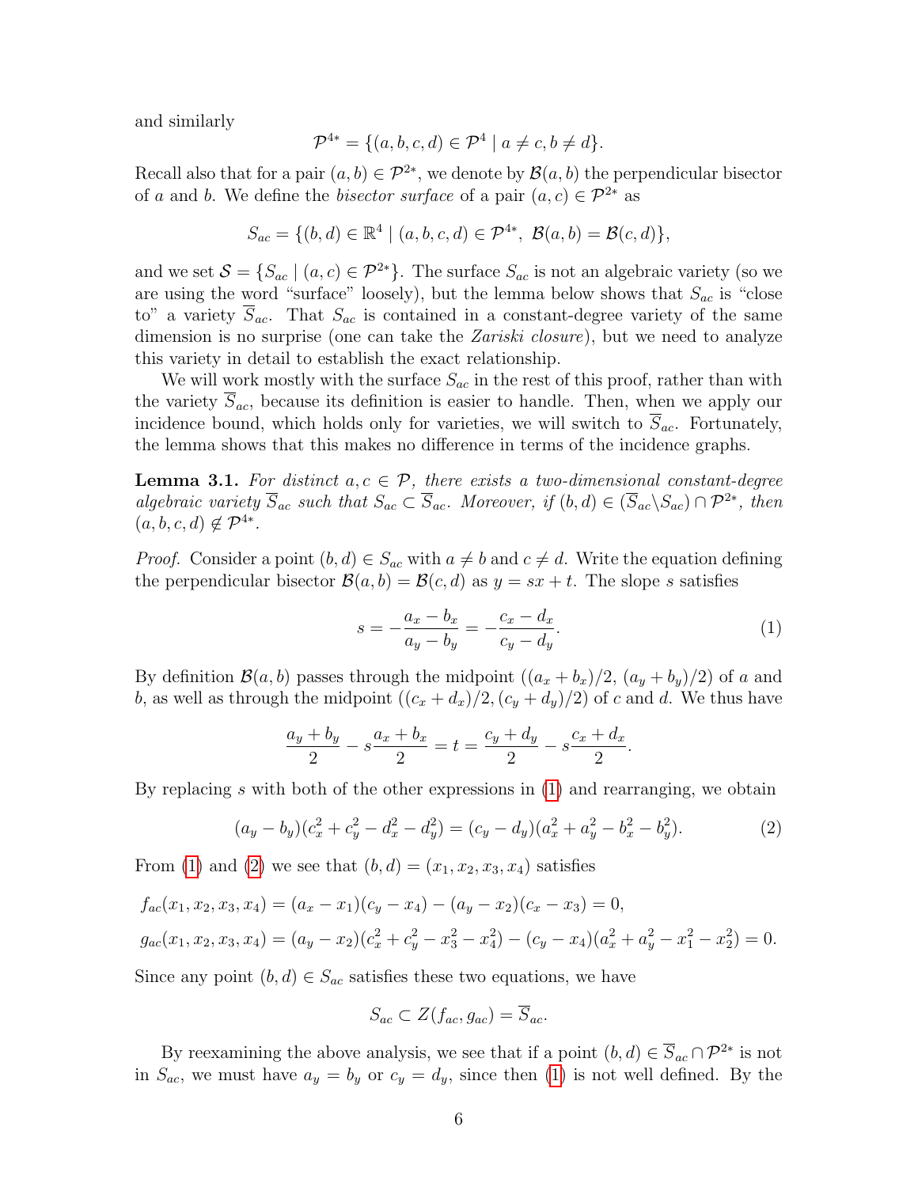and similarly

$$\mathcal{P}^{4*} = \{(a, b, c, d) \in \mathcal{P}^4 \mid a \neq c, b \neq d\}.$$

Recall also that for a pair $(a, b) \in \mathcal{P}^{2*}$, we denote by $\mathcal{B}(a, b)$ the perpendicular bisector of $a$ and $b$. We define the *bisector surface* of a pair $(a, c) \in \mathcal{P}^{2*}$ as

$$S_{ac} = \{(b, d) \in \mathbb{R}^4 \mid (a, b, c, d) \in \mathcal{P}^{4*},\ \mathcal{B}(a, b) = \mathcal{B}(c, d)\},$$

and we set $\mathcal{S} = \{S_{ac} \mid (a, c) \in \mathcal{P}^{2*}\}$. The surface $S_{ac}$ is not an algebraic variety (so we are using the word "surface" loosely), but the lemma below shows that $S_{ac}$ is "close to" a variety $\overline{S}_{ac}$. That $S_{ac}$ is contained in a constant-degree variety of the same dimension is no surprise (one can take the *Zariski closure*), but we need to analyze this variety in detail to establish the exact relationship.

We will work mostly with the surface $S_{ac}$ in the rest of this proof, rather than with the variety $\overline{S}_{ac}$, because its definition is easier to handle. Then, when we apply our incidence bound, which holds only for varieties, we will switch to $\overline{S}_{ac}$. Fortunately, the lemma shows that this makes no difference in terms of the incidence graphs.

**Lemma 3.1.** *For distinct $a, c \in \mathcal{P}$, there exists a two-dimensional constant-degree algebraic variety $\overline{S}_{ac}$ such that $S_{ac} \subset \overline{S}_{ac}$. Moreover, if $(b, d) \in (\overline{S}_{ac} \backslash S_{ac}) \cap \mathcal{P}^{2*}$, then $(a, b, c, d) \notin \mathcal{P}^{4*}$.*

*Proof.* Consider a point $(b, d) \in S_{ac}$ with $a \neq b$ and $c \neq d$. Write the equation defining the perpendicular bisector $\mathcal{B}(a, b) = \mathcal{B}(c, d)$ as $y = sx + t$. The slope $s$ satisfies

$$s = -\frac{a_x - b_x}{a_y - b_y} = -\frac{c_x - d_x}{c_y - d_y}. \tag{1}$$

By definition $\mathcal{B}(a, b)$ passes through the midpoint $((a_x + b_x)/2,\ (a_y + b_y)/2)$ of $a$ and $b$, as well as through the midpoint $((c_x + d_x)/2, (c_y + d_y)/2)$ of $c$ and $d$. We thus have

$$\frac{a_y + b_y}{2} - s\frac{a_x + b_x}{2} = t = \frac{c_y + d_y}{2} - s\frac{c_x + d_x}{2}.$$

By replacing $s$ with both of the other expressions in (1) and rearranging, we obtain

$$(a_y - b_y)(c_x^2 + c_y^2 - d_x^2 - d_y^2) = (c_y - d_y)(a_x^2 + a_y^2 - b_x^2 - b_y^2). \tag{2}$$

From (1) and (2) we see that $(b, d) = (x_1, x_2, x_3, x_4)$ satisfies

$$f_{ac}(x_1, x_2, x_3, x_4) = (a_x - x_1)(c_y - x_4) - (a_y - x_2)(c_x - x_3) = 0,$$

$$g_{ac}(x_1, x_2, x_3, x_4) = (a_y - x_2)(c_x^2 + c_y^2 - x_3^2 - x_4^2) - (c_y - x_4)(a_x^2 + a_y^2 - x_1^2 - x_2^2) = 0.$$

Since any point $(b, d) \in S_{ac}$ satisfies these two equations, we have

$$S_{ac} \subset Z(f_{ac}, g_{ac}) = \overline{S}_{ac}.$$

By reexamining the above analysis, we see that if a point $(b, d) \in \overline{S}_{ac} \cap \mathcal{P}^{2*}$ is not in $S_{ac}$, we must have $a_y = b_y$ or $c_y = d_y$, since then (1) is not well defined. By the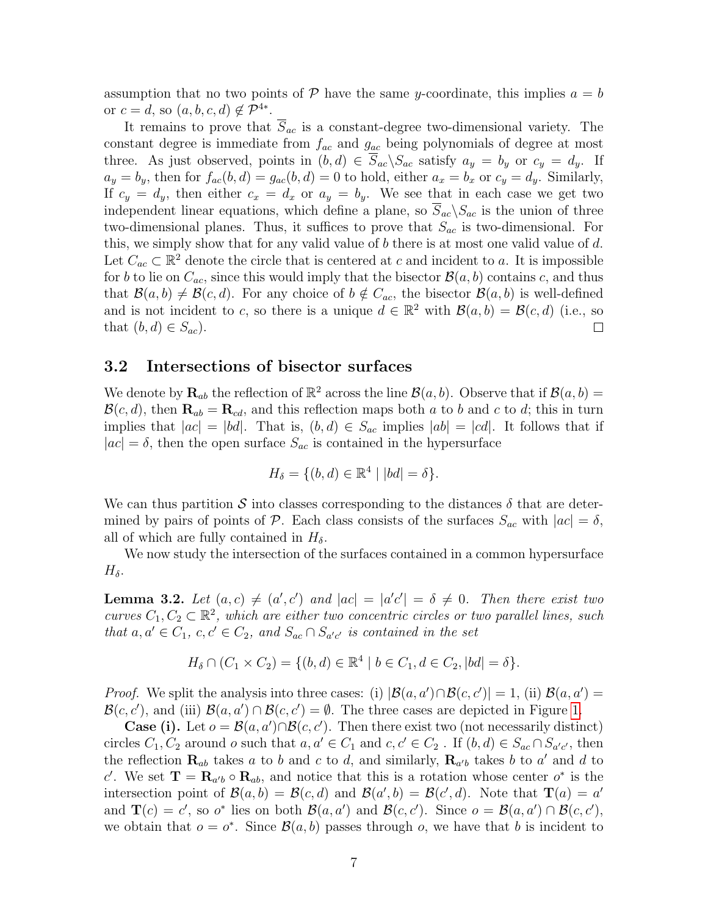assumption that no two points of $\mathcal{P}$ have the same $y$-coordinate, this implies $a = b$ or $c = d$, so $(a, b, c, d) \notin \mathcal{P}^{4*}$.

It remains to prove that $\overline{S}_{ac}$ is a constant-degree two-dimensional variety. The constant degree is immediate from $f_{ac}$ and $g_{ac}$ being polynomials of degree at most three. As just observed, points in $(b, d) \in \overline{S}_{ac} \backslash S_{ac}$ satisfy $a_y = b_y$ or $c_y = d_y$. If $a_y = b_y$, then for $f_{ac}(b, d) = g_{ac}(b, d) = 0$ to hold, either $a_x = b_x$ or $c_y = d_y$. Similarly, If $c_y = d_y$, then either $c_x = d_x$ or $a_y = b_y$. We see that in each case we get two independent linear equations, which define a plane, so $\overline{S}_{ac} \backslash S_{ac}$ is the union of three two-dimensional planes. Thus, it suffices to prove that $S_{ac}$ is two-dimensional. For this, we simply show that for any valid value of $b$ there is at most one valid value of $d$. Let $C_{ac} \subset \mathbb{R}^2$ denote the circle that is centered at $c$ and incident to $a$. It is impossible for $b$ to lie on $C_{ac}$, since this would imply that the bisector $\mathcal{B}(a, b)$ contains $c$, and thus that $\mathcal{B}(a, b) \neq \mathcal{B}(c, d)$. For any choice of $b \notin C_{ac}$, the bisector $\mathcal{B}(a, b)$ is well-defined and is not incident to $c$, so there is a unique $d \in \mathbb{R}^2$ with $\mathcal{B}(a, b) = \mathcal{B}(c, d)$ (i.e., so that $(b, d) \in S_{ac}$). $\square$

### 3.2 Intersections of bisector surfaces

We denote by $\mathbf{R}_{ab}$ the reflection of $\mathbb{R}^2$ across the line $\mathcal{B}(a, b)$. Observe that if $\mathcal{B}(a, b) = \mathcal{B}(c, d)$, then $\mathbf{R}_{ab} = \mathbf{R}_{cd}$, and this reflection maps both $a$ to $b$ and $c$ to $d$; this in turn implies that $|ac| = |bd|$. That is, $(b, d) \in S_{ac}$ implies $|ab| = |cd|$. It follows that if $|ac| = \delta$, then the open surface $S_{ac}$ is contained in the hypersurface

$$H_\delta = \{(b, d) \in \mathbb{R}^4 \mid |bd| = \delta\}.$$

We can thus partition $\mathcal{S}$ into classes corresponding to the distances $\delta$ that are determined by pairs of points of $\mathcal{P}$. Each class consists of the surfaces $S_{ac}$ with $|ac| = \delta$, all of which are fully contained in $H_\delta$.

We now study the intersection of the surfaces contained in a common hypersurface $H_\delta$.

**Lemma 3.2.** *Let $(a, c) \neq (a', c')$ and $|ac| = |a'c'| = \delta \neq 0$. Then there exist two curves $C_1, C_2 \subset \mathbb{R}^2$, which are either two concentric circles or two parallel lines, such that $a, a' \in C_1$, $c, c' \in C_2$, and $S_{ac} \cap S_{a'c'}$ is contained in the set*

$$H_\delta \cap (C_1 \times C_2) = \{(b, d) \in \mathbb{R}^4 \mid b \in C_1, d \in C_2, |bd| = \delta\}.$$

*Proof.* We split the analysis into three cases: (i) $|\mathcal{B}(a, a') \cap \mathcal{B}(c, c')| = 1$, (ii) $\mathcal{B}(a, a') = \mathcal{B}(c, c')$, and (iii) $\mathcal{B}(a, a') \cap \mathcal{B}(c, c') = \emptyset$. The three cases are depicted in Figure 1.

**Case (i).** Let $o = \mathcal{B}(a, a') \cap \mathcal{B}(c, c')$. Then there exist two (not necessarily distinct) circles $C_1, C_2$ around $o$ such that $a, a' \in C_1$ and $c, c' \in C_2$ . If $(b, d) \in S_{ac} \cap S_{a'c'}$, then the reflection $\mathbf{R}_{ab}$ takes $a$ to $b$ and $c$ to $d$, and similarly, $\mathbf{R}_{a'b}$ takes $b$ to $a'$ and $d$ to $c'$. We set $\mathbf{T} = \mathbf{R}_{a'b} \circ \mathbf{R}_{ab}$, and notice that this is a rotation whose center $o^*$ is the intersection point of $\mathcal{B}(a, b) = \mathcal{B}(c, d)$ and $\mathcal{B}(a', b) = \mathcal{B}(c', d)$. Note that $\mathbf{T}(a) = a'$ and $\mathbf{T}(c) = c'$, so $o^*$ lies on both $\mathcal{B}(a, a')$ and $\mathcal{B}(c, c')$. Since $o = \mathcal{B}(a, a') \cap \mathcal{B}(c, c')$, we obtain that $o = o^*$. Since $\mathcal{B}(a, b)$ passes through $o$, we have that $b$ is incident to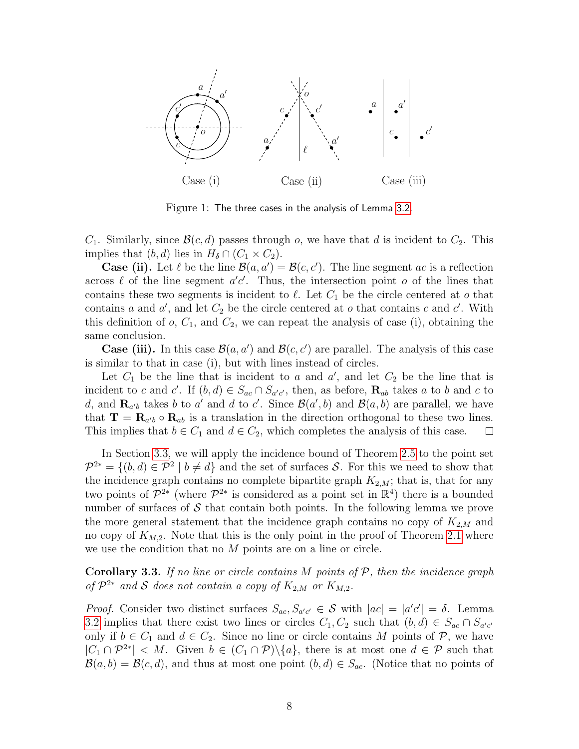Case (i) Case (ii) Case (iii)

Figure 1: The three cases in the analysis of Lemma 3.2.

$C_1$. Similarly, since $\mathcal{B}(c,d)$ passes through $o$, we have that $d$ is incident to $C_2$. This implies that $(b,d)$ lies in $H_\delta \cap (C_1 \times C_2)$.

**Case (ii).** Let $\ell$ be the line $\mathcal{B}(a,a') = \mathcal{B}(c,c')$. The line segment $ac$ is a reflection across $\ell$ of the line segment $a'c'$. Thus, the intersection point $o$ of the lines that contains these two segments is incident to $\ell$. Let $C_1$ be the circle centered at $o$ that contains $a$ and $a'$, and let $C_2$ be the circle centered at $o$ that contains $c$ and $c'$. With this definition of $o$, $C_1$, and $C_2$, we can repeat the analysis of case (i), obtaining the same conclusion.

**Case (iii).** In this case $\mathcal{B}(a,a')$ and $\mathcal{B}(c,c')$ are parallel. The analysis of this case is similar to that in case (i), but with lines instead of circles.

Let $C_1$ be the line that is incident to $a$ and $a'$, and let $C_2$ be the line that is incident to $c$ and $c'$. If $(b,d) \in S_{ac} \cap S_{a'c'}$, then, as before, $\mathbf{R}_{ab}$ takes $a$ to $b$ and $c$ to $d$, and $\mathbf{R}_{a'b}$ takes $b$ to $a'$ and $d$ to $c'$. Since $\mathcal{B}(a',b)$ and $\mathcal{B}(a,b)$ are parallel, we have that $\mathbf{T} = \mathbf{R}_{a'b} \circ \mathbf{R}_{ab}$ is a translation in the direction orthogonal to these two lines. This implies that $b \in C_1$ and $d \in C_2$, which completes the analysis of this case. □

In Section 3.3, we will apply the incidence bound of Theorem 2.5 to the point set $\mathcal{P}^{2*} = \{(b,d) \in \mathcal{P}^2 \mid b \neq d\}$ and the set of surfaces $\mathcal{S}$. For this we need to show that the incidence graph contains no complete bipartite graph $K_{2,M}$; that is, that for any two points of $\mathcal{P}^{2*}$ (where $\mathcal{P}^{2*}$ is considered as a point set in $\mathbb{R}^4$) there is a bounded number of surfaces of $\mathcal{S}$ that contain both points. In the following lemma we prove the more general statement that the incidence graph contains no copy of $K_{2,M}$ and no copy of $K_{M,2}$. Note that this is the only point in the proof of Theorem 2.1 where we use the condition that no $M$ points are on a line or circle.

**Corollary 3.3.** *If no line or circle contains $M$ points of $\mathcal{P}$, then the incidence graph of $\mathcal{P}^{2*}$ and $\mathcal{S}$ does not contain a copy of $K_{2,M}$ or $K_{M,2}$.*

*Proof.* Consider two distinct surfaces $S_{ac}, S_{a'c'} \in \mathcal{S}$ with $|ac| = |a'c'| = \delta$. Lemma 3.2 implies that there exist two lines or circles $C_1, C_2$ such that $(b,d) \in S_{ac} \cap S_{a'c'}$ only if $b \in C_1$ and $d \in C_2$. Since no line or circle contains $M$ points of $\mathcal{P}$, we have $|C_1 \cap \mathcal{P}^{2*}| < M$. Given $b \in (C_1 \cap \mathcal{P})\backslash\{a\}$, there is at most one $d \in \mathcal{P}$ such that $\mathcal{B}(a,b) = \mathcal{B}(c,d)$, and thus at most one point $(b,d) \in S_{ac}$. (Notice that no points of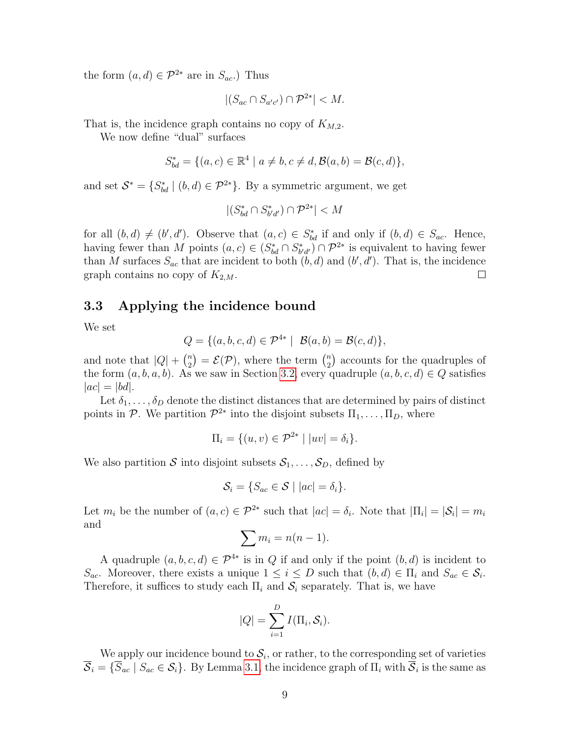the form $(a, d) \in \mathcal{P}^{2*}$ are in $S_{ac}$.) Thus

$$|(S_{ac} \cap S_{a'c'}) \cap \mathcal{P}^{2*}| < M.$$

That is, the incidence graph contains no copy of $K_{M,2}$.

We now define "dual" surfaces

$$S^*_{bd} = \{(a, c) \in \mathbb{R}^4 \mid a \neq b, c \neq d, \mathcal{B}(a, b) = \mathcal{B}(c, d)\},$$

and set $\mathcal{S}^* = \{S^*_{bd} \mid (b, d) \in \mathcal{P}^{2*}\}$. By a symmetric argument, we get

$$|(S^*_{bd} \cap S^*_{b'd'}) \cap \mathcal{P}^{2*}| < M$$

for all $(b, d) \neq (b', d')$. Observe that $(a, c) \in S^*_{bd}$ if and only if $(b, d) \in S_{ac}$. Hence, having fewer than $M$ points $(a, c) \in (S^*_{bd} \cap S^*_{b'd'}) \cap \mathcal{P}^{2*}$ is equivalent to having fewer than $M$ surfaces $S_{ac}$ that are incident to both $(b, d)$ and $(b', d')$. That is, the incidence graph contains no copy of $K_{2,M}$. □

### 3.3 Applying the incidence bound

We set

$$Q = \{(a, b, c, d) \in \mathcal{P}^{4*} \mid \ \mathcal{B}(a, b) = \mathcal{B}(c, d)\},$$

and note that $|Q| + \binom{n}{2} = \mathcal{E}(\mathcal{P})$, where the term $\binom{n}{2}$ accounts for the quadruples of the form $(a, b, a, b)$. As we saw in Section 3.2, every quadruple $(a, b, c, d) \in Q$ satisfies $|ac| = |bd|$.

Let $\delta_1, \ldots, \delta_D$ denote the distinct distances that are determined by pairs of distinct points in $\mathcal{P}$. We partition $\mathcal{P}^{2*}$ into the disjoint subsets $\Pi_1, \ldots, \Pi_D$, where

$$\Pi_i = \{(u, v) \in \mathcal{P}^{2*} \mid |uv| = \delta_i\}.$$

We also partition $\mathcal{S}$ into disjoint subsets $\mathcal{S}_1, \ldots, \mathcal{S}_D$, defined by

$$\mathcal{S}_i = \{S_{ac} \in \mathcal{S} \mid |ac| = \delta_i\}.$$

Let $m_i$ be the number of $(a, c) \in \mathcal{P}^{2*}$ such that $|ac| = \delta_i$. Note that $|\Pi_i| = |\mathcal{S}_i| = m_i$ and

$$\sum m_i = n(n-1).$$

A quadruple $(a, b, c, d) \in \mathcal{P}^{4*}$ is in $Q$ if and only if the point $(b, d)$ is incident to $S_{ac}$. Moreover, there exists a unique $1 \leq i \leq D$ such that $(b, d) \in \Pi_i$ and $S_{ac} \in \mathcal{S}_i$. Therefore, it suffices to study each $\Pi_i$ and $\mathcal{S}_i$ separately. That is, we have

$$|Q| = \sum_{i=1}^{D} I(\Pi_i, \mathcal{S}_i).$$

We apply our incidence bound to $\mathcal{S}_i$, or rather, to the corresponding set of varieties $\overline{\mathcal{S}}_i = \{\overline{S}_{ac} \mid S_{ac} \in \mathcal{S}_i\}$. By Lemma 3.1, the incidence graph of $\Pi_i$ with $\overline{\mathcal{S}}_i$ is the same as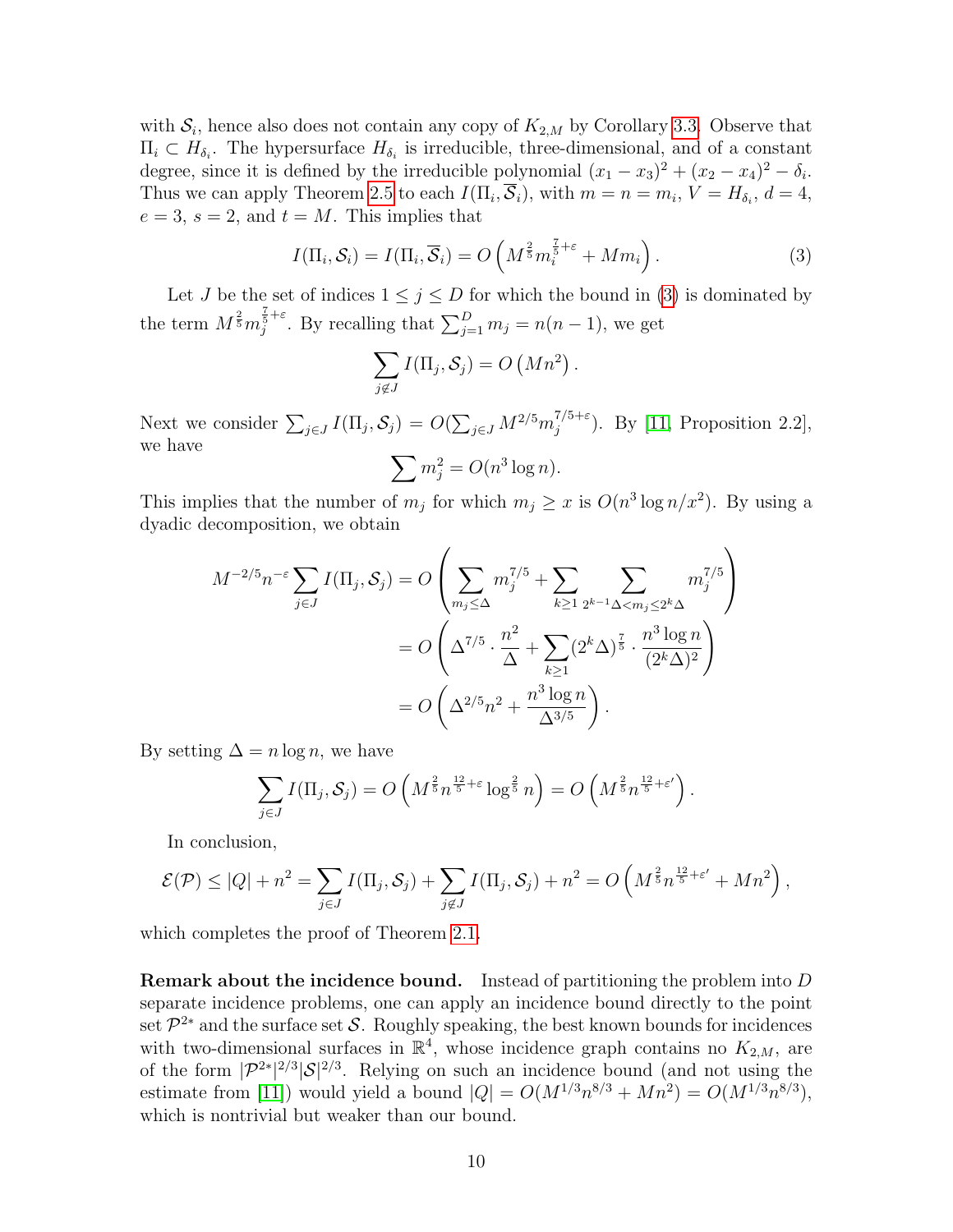with $\mathcal{S}_i$, hence also does not contain any copy of $K_{2,M}$ by Corollary 3.3. Observe that $\Pi_i \subset H_{\delta_i}$. The hypersurface $H_{\delta_i}$ is irreducible, three-dimensional, and of a constant degree, since it is defined by the irreducible polynomial $(x_1 - x_3)^2 + (x_2 - x_4)^2 - \delta_i$. Thus we can apply Theorem 2.5 to each $I(\Pi_i, \overline{\mathcal{S}}_i)$, with $m = n = m_i$, $V = H_{\delta_i}$, $d = 4$, $e = 3$, $s = 2$, and $t = M$. This implies that

$$I(\Pi_i, \mathcal{S}_i) = I(\Pi_i, \overline{\mathcal{S}}_i) = O\left(M^{\frac{2}{5}} m_i^{\frac{7}{5}+\varepsilon} + M m_i\right). \tag{3}$$

Let $J$ be the set of indices $1 \le j \le D$ for which the bound in (3) is dominated by the term $M^{\frac{2}{5}} m_j^{\frac{7}{5}+\varepsilon}$. By recalling that $\sum_{j=1}^{D} m_j = n(n-1)$, we get

$$\sum_{j \notin J} I(\Pi_j, \mathcal{S}_j) = O\left(Mn^2\right).$$

Next we consider $\sum_{j\in J} I(\Pi_j, \mathcal{S}_j) = O(\sum_{j\in J} M^{2/5} m_j^{7/5+\varepsilon})$. By [11, Proposition 2.2], we have

$$\sum m_j^2 = O(n^3 \log n).$$

This implies that the number of $m_j$ for which $m_j \ge x$ is $O(n^3 \log n / x^2)$. By using a dyadic decomposition, we obtain

$$\begin{aligned}
M^{-2/5} n^{-\varepsilon} \sum_{j\in J} I(\Pi_j, \mathcal{S}_j) &= O\left(\sum_{m_j \le \Delta} m_j^{7/5} + \sum_{k\ge 1} \sum_{2^{k-1}\Delta < m_j \le 2^k \Delta} m_j^{7/5}\right) \\
&= O\left(\Delta^{7/5} \cdot \frac{n^2}{\Delta} + \sum_{k \ge 1} (2^k \Delta)^{\frac{7}{5}} \cdot \frac{n^3 \log n}{(2^k \Delta)^2}\right) \\
&= O\left(\Delta^{2/5} n^2 + \frac{n^3 \log n}{\Delta^{3/5}}\right).
\end{aligned}$$

By setting $\Delta = n \log n$, we have

$$\sum_{j\in J} I(\Pi_j, \mathcal{S}_j) = O\left(M^{\frac{2}{5}} n^{\frac{12}{5}+\varepsilon} \log^{\frac{2}{5}} n\right) = O\left(M^{\frac{2}{5}} n^{\frac{12}{5}+\varepsilon'}\right).$$

In conclusion,

$$\mathcal{E}(\mathcal{P}) \le |Q| + n^2 = \sum_{j\in J} I(\Pi_j, \mathcal{S}_j) + \sum_{j\notin J} I(\Pi_j, \mathcal{S}_j) + n^2 = O\left(M^{\frac{2}{5}} n^{\frac{12}{5}+\varepsilon'} + Mn^2\right),$$

which completes the proof of Theorem 2.1.

**Remark about the incidence bound.** Instead of partitioning the problem into $D$ separate incidence problems, one can apply an incidence bound directly to the point set $\mathcal{P}^{2*}$ and the surface set $\mathcal{S}$. Roughly speaking, the best known bounds for incidences with two-dimensional surfaces in $\mathbb{R}^4$, whose incidence graph contains no $K_{2,M}$, are of the form $|\mathcal{P}^{2*}|^{2/3}|\mathcal{S}|^{2/3}$. Relying on such an incidence bound (and not using the estimate from [11]) would yield a bound $|Q| = O(M^{1/3}n^{8/3} + Mn^2) = O(M^{1/3}n^{8/3})$, which is nontrivial but weaker than our bound.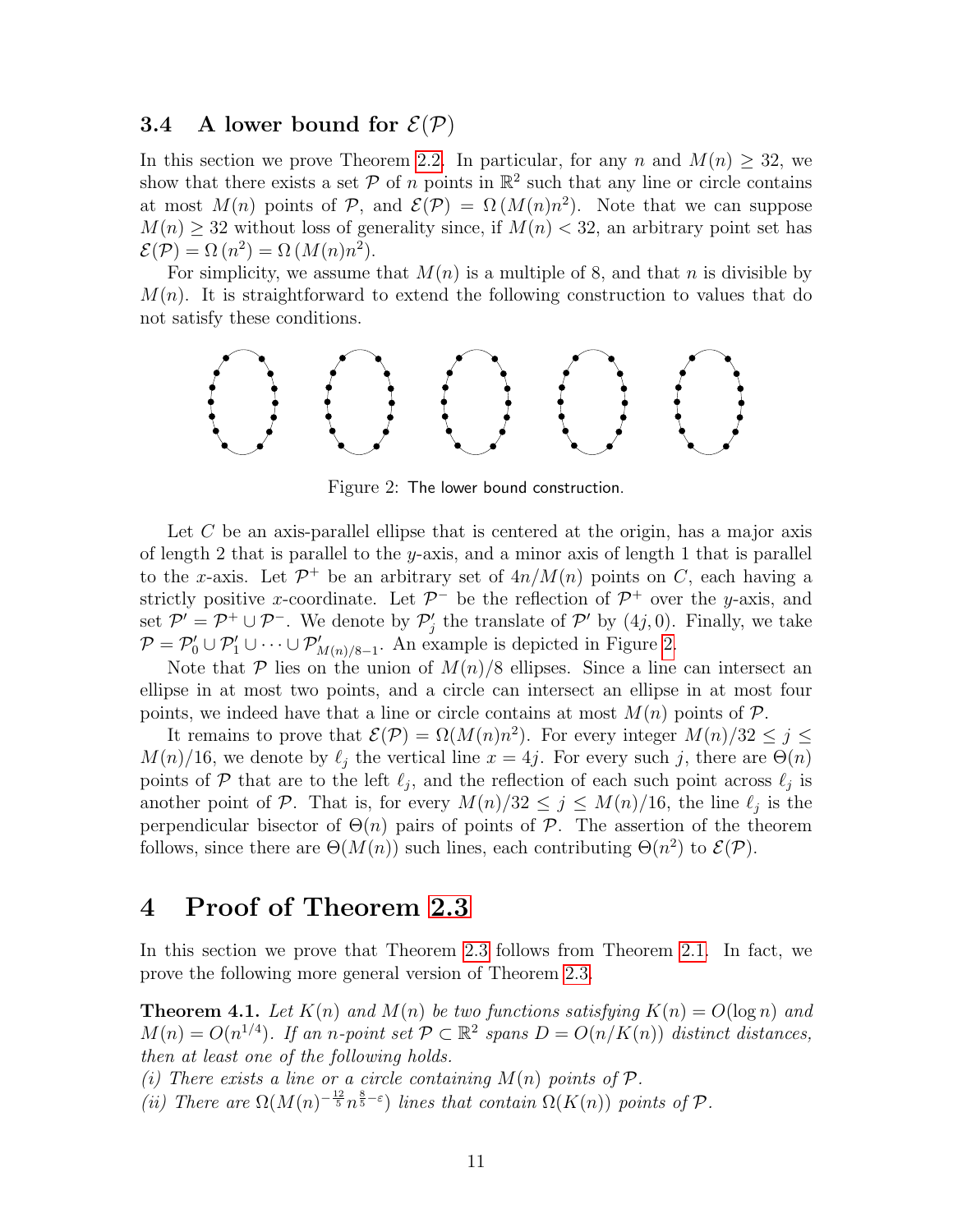### 3.4 A lower bound for $\mathcal{E}(\mathcal{P})$

In this section we prove Theorem 2.2. In particular, for any $n$ and $M(n) \geq 32$, we show that there exists a set $\mathcal{P}$ of $n$ points in $\mathbb{R}^2$ such that any line or circle contains at most $M(n)$ points of $\mathcal{P}$, and $\mathcal{E}(\mathcal{P}) = \Omega(M(n)n^2)$. Note that we can suppose $M(n) \geq 32$ without loss of generality since, if $M(n) < 32$, an arbitrary point set has $\mathcal{E}(\mathcal{P}) = \Omega(n^2) = \Omega(M(n)n^2)$.

For simplicity, we assume that $M(n)$ is a multiple of 8, and that $n$ is divisible by $M(n)$. It is straightforward to extend the following construction to values that do not satisfy these conditions.

Figure 2: The lower bound construction.

Let $C$ be an axis-parallel ellipse that is centered at the origin, has a major axis of length 2 that is parallel to the $y$-axis, and a minor axis of length 1 that is parallel to the $x$-axis. Let $\mathcal{P}^+$ be an arbitrary set of $4n/M(n)$ points on $C$, each having a strictly positive $x$-coordinate. Let $\mathcal{P}^-$ be the reflection of $\mathcal{P}^+$ over the $y$-axis, and set $\mathcal{P}' = \mathcal{P}^+ \cup \mathcal{P}^-$. We denote by $\mathcal{P}'_j$ the translate of $\mathcal{P}'$ by $(4j, 0)$. Finally, we take $\mathcal{P} = \mathcal{P}'_0 \cup \mathcal{P}'_1 \cup \cdots \cup \mathcal{P}'_{M(n)/8-1}$. An example is depicted in Figure 2.

Note that $\mathcal{P}$ lies on the union of $M(n)/8$ ellipses. Since a line can intersect an ellipse in at most two points, and a circle can intersect an ellipse in at most four points, we indeed have that a line or circle contains at most $M(n)$ points of $\mathcal{P}$.

It remains to prove that $\mathcal{E}(\mathcal{P}) = \Omega(M(n)n^2)$. For every integer $M(n)/32 \leq j \leq M(n)/16$, we denote by $\ell_j$ the vertical line $x = 4j$. For every such $j$, there are $\Theta(n)$ points of $\mathcal{P}$ that are to the left $\ell_j$, and the reflection of each such point across $\ell_j$ is another point of $\mathcal{P}$. That is, for every $M(n)/32 \leq j \leq M(n)/16$, the line $\ell_j$ is the perpendicular bisector of $\Theta(n)$ pairs of points of $\mathcal{P}$. The assertion of the theorem follows, since there are $\Theta(M(n))$ such lines, each contributing $\Theta(n^2)$ to $\mathcal{E}(\mathcal{P})$.

# 4 Proof of Theorem 2.3

In this section we prove that Theorem 2.3 follows from Theorem 2.1. In fact, we prove the following more general version of Theorem 2.3.

**Theorem 4.1.** *Let $K(n)$ and $M(n)$ be two functions satisfying $K(n) = O(\log n)$ and $M(n) = O(n^{1/4})$. If an $n$-point set $\mathcal{P} \subset \mathbb{R}^2$ spans $D = O(n/K(n))$ distinct distances, then at least one of the following holds.*
*(i) There exists a line or a circle containing $M(n)$ points of $\mathcal{P}$.*
*(ii) There are $\Omega(M(n)^{-\frac{12}{5}} n^{\frac{8}{5}-\varepsilon})$ lines that contain $\Omega(K(n))$ points of $\mathcal{P}$.*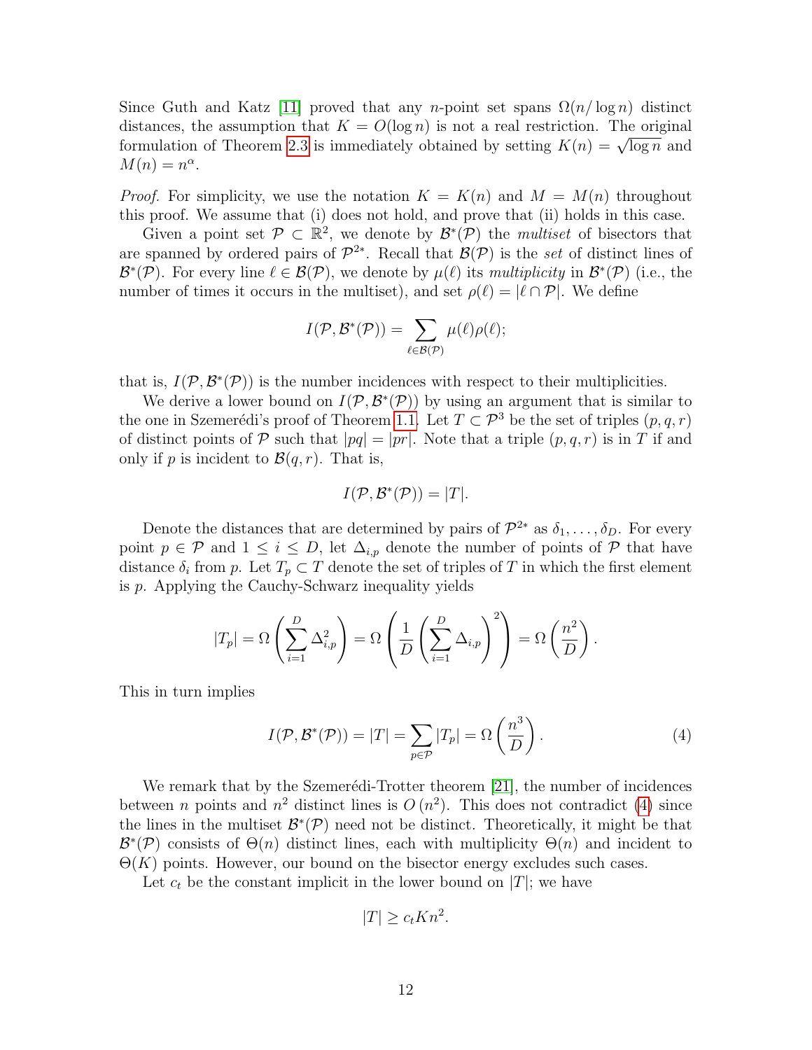Since Guth and Katz [11] proved that any $n$-point set spans $\Omega(n/\log n)$ distinct distances, the assumption that $K = O(\log n)$ is not a real restriction. The original formulation of Theorem 2.3 is immediately obtained by setting $K(n) = \sqrt{\log n}$ and $M(n) = n^{\alpha}$.

*Proof.* For simplicity, we use the notation $K = K(n)$ and $M = M(n)$ throughout this proof. We assume that (i) does not hold, and prove that (ii) holds in this case.

Given a point set $\mathcal{P} \subset \mathbb{R}^2$, we denote by $\mathcal{B}^*(\mathcal{P})$ the *multiset* of bisectors that are spanned by ordered pairs of $\mathcal{P}^{2*}$. Recall that $\mathcal{B}(\mathcal{P})$ is the *set* of distinct lines of $\mathcal{B}^*(\mathcal{P})$. For every line $\ell \in \mathcal{B}(\mathcal{P})$, we denote by $\mu(\ell)$ its *multiplicity* in $\mathcal{B}^*(\mathcal{P})$ (i.e., the number of times it occurs in the multiset), and set $\rho(\ell) = |\ell \cap \mathcal{P}|$. We define

$$I(\mathcal{P}, \mathcal{B}^*(\mathcal{P})) = \sum_{\ell \in \mathcal{B}(\mathcal{P})} \mu(\ell)\rho(\ell);$$

that is, $I(\mathcal{P}, \mathcal{B}^*(\mathcal{P}))$ is the number incidences with respect to their multiplicities.

We derive a lower bound on $I(\mathcal{P}, \mathcal{B}^*(\mathcal{P}))$ by using an argument that is similar to the one in Szemerédi's proof of Theorem 1.1. Let $T \subset \mathcal{P}^3$ be the set of triples $(p, q, r)$ of distinct points of $\mathcal{P}$ such that $|pq| = |pr|$. Note that a triple $(p, q, r)$ is in $T$ if and only if $p$ is incident to $\mathcal{B}(q, r)$. That is,

$$I(\mathcal{P}, \mathcal{B}^*(\mathcal{P})) = |T|.$$

Denote the distances that are determined by pairs of $\mathcal{P}^{2*}$ as $\delta_1, \ldots, \delta_D$. For every point $p \in \mathcal{P}$ and $1 \leq i \leq D$, let $\Delta_{i,p}$ denote the number of points of $\mathcal{P}$ that have distance $\delta_i$ from $p$. Let $T_p \subset T$ denote the set of triples of $T$ in which the first element is $p$. Applying the Cauchy-Schwarz inequality yields

$$|T_p| = \Omega\left(\sum_{i=1}^{D} \Delta_{i,p}^2\right) = \Omega\left(\frac{1}{D}\left(\sum_{i=1}^{D} \Delta_{i,p}\right)^2\right) = \Omega\left(\frac{n^2}{D}\right).$$

This in turn implies

$$I(\mathcal{P}, \mathcal{B}^*(\mathcal{P})) = |T| = \sum_{p \in \mathcal{P}} |T_p| = \Omega\left(\frac{n^3}{D}\right). \tag{4}$$

We remark that by the Szemerédi-Trotter theorem [21], the number of incidences between $n$ points and $n^2$ distinct lines is $O(n^2)$. This does not contradict (4) since the lines in the multiset $\mathcal{B}^*(\mathcal{P})$ need not be distinct. Theoretically, it might be that $\mathcal{B}^*(\mathcal{P})$ consists of $\Theta(n)$ distinct lines, each with multiplicity $\Theta(n)$ and incident to $\Theta(K)$ points. However, our bound on the bisector energy excludes such cases.

Let $c_t$ be the constant implicit in the lower bound on $|T|$; we have

$$|T| \geq c_t K n^2.$$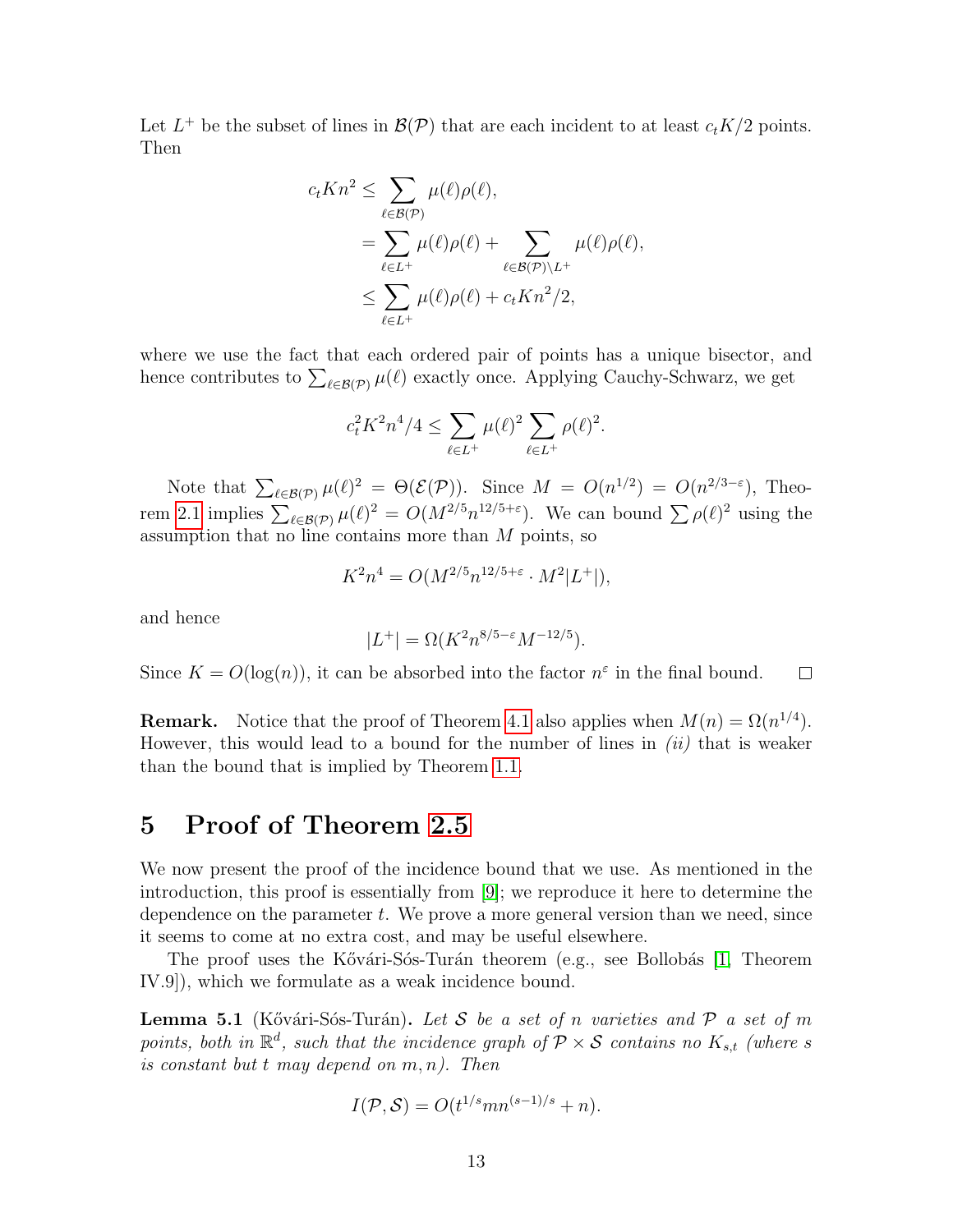Let $L^+$ be the subset of lines in $\mathcal{B}(\mathcal{P})$ that are each incident to at least $c_t K/2$ points. Then

$$
\begin{aligned}
c_t K n^2 &\leq \sum_{\ell \in \mathcal{B}(\mathcal{P})} \mu(\ell)\rho(\ell), \\
&= \sum_{\ell \in L^+} \mu(\ell)\rho(\ell) + \sum_{\ell \in \mathcal{B}(\mathcal{P}) \setminus L^+} \mu(\ell)\rho(\ell), \\
&\leq \sum_{\ell \in L^+} \mu(\ell)\rho(\ell) + c_t K n^2/2,
\end{aligned}
$$

where we use the fact that each ordered pair of points has a unique bisector, and hence contributes to $\sum_{\ell \in \mathcal{B}(\mathcal{P})} \mu(\ell)$ exactly once. Applying Cauchy-Schwarz, we get

$$
c_t^2 K^2 n^4/4 \leq \sum_{\ell \in L^+} \mu(\ell)^2 \sum_{\ell \in L^+} \rho(\ell)^2.
$$

Note that $\sum_{\ell \in \mathcal{B}(\mathcal{P})} \mu(\ell)^2 = \Theta(\mathcal{E}(\mathcal{P}))$. Since $M = O(n^{1/2}) = O(n^{2/3-\varepsilon})$, Theorem 2.1 implies $\sum_{\ell \in \mathcal{B}(\mathcal{P})} \mu(\ell)^2 = O(M^{2/5} n^{12/5+\varepsilon})$. We can bound $\sum \rho(\ell)^2$ using the assumption that no line contains more than $M$ points, so

$$
K^2 n^4 = O(M^{2/5} n^{12/5+\varepsilon} \cdot M^2 |L^+|),
$$

and hence

$$
|L^+| = \Omega(K^2 n^{8/5-\varepsilon} M^{-12/5}).
$$

Since $K = O(\log(n))$, it can be absorbed into the factor $n^\varepsilon$ in the final bound. $\square$

**Remark.** Notice that the proof of Theorem 4.1 also applies when $M(n) = \Omega(n^{1/4})$. However, this would lead to a bound for the number of lines in *(ii)* that is weaker than the bound that is implied by Theorem 1.1.

# 5 Proof of Theorem 2.5

We now present the proof of the incidence bound that we use. As mentioned in the introduction, this proof is essentially from [9]; we reproduce it here to determine the dependence on the parameter $t$. We prove a more general version than we need, since it seems to come at no extra cost, and may be useful elsewhere.

The proof uses the Kővári-Sós-Turán theorem (e.g., see Bollobás [1, Theorem IV.9]), which we formulate as a weak incidence bound.

**Lemma 5.1** (Kővári-Sós-Turán)**.** *Let $\mathcal{S}$ be a set of $n$ varieties and $\mathcal{P}$ a set of $m$ points, both in $\mathbb{R}^d$, such that the incidence graph of $\mathcal{P} \times \mathcal{S}$ contains no $K_{s,t}$ (where $s$ is constant but $t$ may depend on $m, n$). Then*

$$
I(\mathcal{P}, \mathcal{S}) = O(t^{1/s} m n^{(s-1)/s} + n).
$$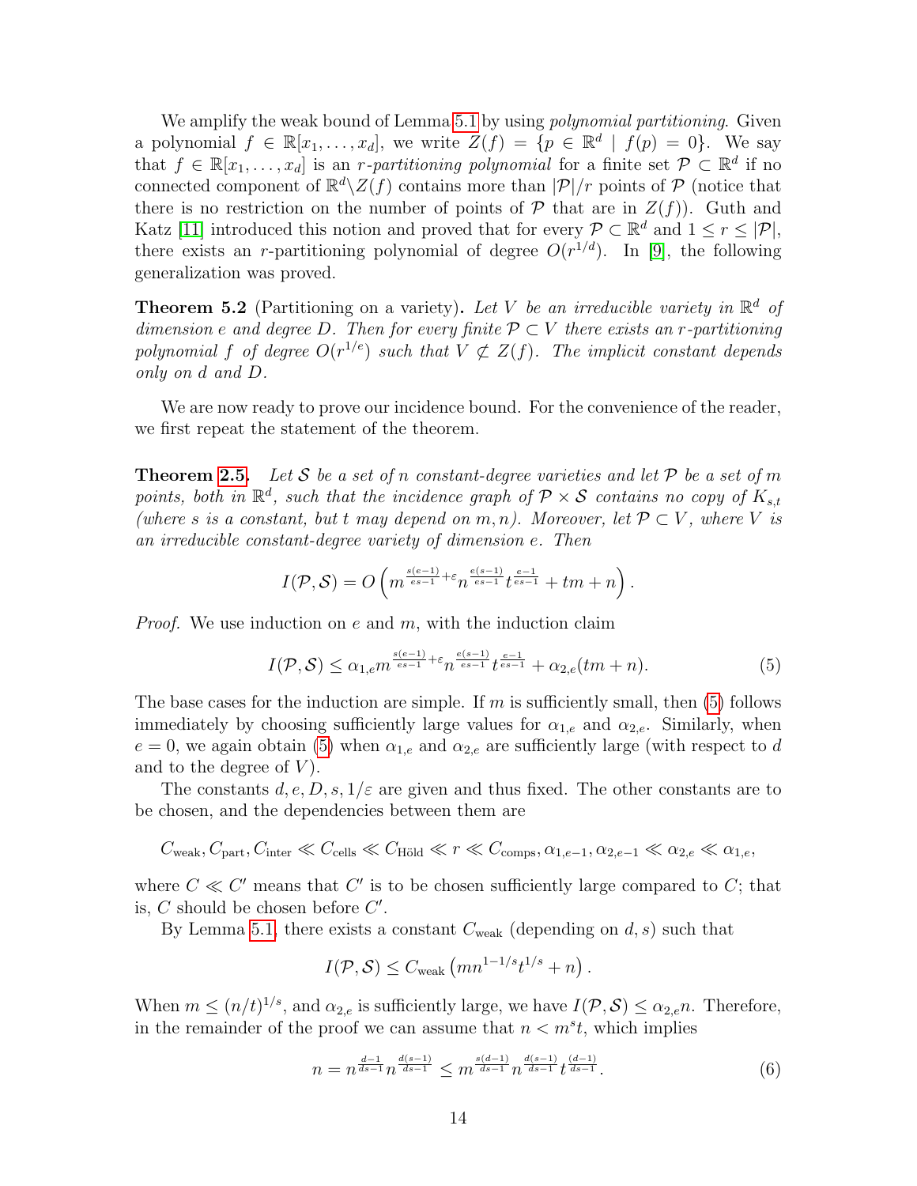We amplify the weak bound of Lemma 5.1 by using *polynomial partitioning*. Given a polynomial $f \in \mathbb{R}[x_1, \ldots, x_d]$, we write $Z(f) = \{p \in \mathbb{R}^d \mid f(p) = 0\}$. We say that $f \in \mathbb{R}[x_1, \ldots, x_d]$ is an *r-partitioning polynomial* for a finite set $\mathcal{P} \subset \mathbb{R}^d$ if no connected component of $\mathbb{R}^d \backslash Z(f)$ contains more than $|\mathcal{P}|/r$ points of $\mathcal{P}$ (notice that there is no restriction on the number of points of $\mathcal{P}$ that are in $Z(f)$). Guth and Katz [11] introduced this notion and proved that for every $\mathcal{P} \subset \mathbb{R}^d$ and $1 \le r \le |\mathcal{P}|$, there exists an $r$-partitioning polynomial of degree $O(r^{1/d})$. In [9], the following generalization was proved.

**Theorem 5.2** (Partitioning on a variety). *Let $V$ be an irreducible variety in $\mathbb{R}^d$ of dimension $e$ and degree $D$. Then for every finite $\mathcal{P} \subset V$ there exists an $r$-partitioning polynomial $f$ of degree $O(r^{1/e})$ such that $V \not\subset Z(f)$. The implicit constant depends only on $d$ and $D$.*

We are now ready to prove our incidence bound. For the convenience of the reader, we first repeat the statement of the theorem.

**Theorem 2.5.** *Let $\mathcal{S}$ be a set of $n$ constant-degree varieties and let $\mathcal{P}$ be a set of $m$ points, both in $\mathbb{R}^d$, such that the incidence graph of $\mathcal{P} \times \mathcal{S}$ contains no copy of $K_{s,t}$ (where $s$ is a constant, but $t$ may depend on $m, n$). Moreover, let $\mathcal{P} \subset V$, where $V$ is an irreducible constant-degree variety of dimension $e$. Then*

$$I(\mathcal{P}, \mathcal{S}) = O\left( m^{\frac{s(e-1)}{es-1}+\varepsilon} n^{\frac{e(s-1)}{es-1}} t^{\frac{e-1}{es-1}} + tm + n \right).$$

*Proof.* We use induction on $e$ and $m$, with the induction claim

$$I(\mathcal{P}, \mathcal{S}) \le \alpha_{1,e} m^{\frac{s(e-1)}{es-1}+\varepsilon} n^{\frac{e(s-1)}{es-1}} t^{\frac{e-1}{es-1}} + \alpha_{2,e}(tm + n). \tag{5}$$

The base cases for the induction are simple. If $m$ is sufficiently small, then (5) follows immediately by choosing sufficiently large values for $\alpha_{1,e}$ and $\alpha_{2,e}$. Similarly, when $e = 0$, we again obtain (5) when $\alpha_{1,e}$ and $\alpha_{2,e}$ are sufficiently large (with respect to $d$ and to the degree of $V$).

The constants $d, e, D, s, 1/\varepsilon$ are given and thus fixed. The other constants are to be chosen, and the dependencies between them are

$$C_{\text{weak}}, C_{\text{part}}, C_{\text{inter}} \ll C_{\text{cells}} \ll C_{\text{Höld}} \ll r \ll C_{\text{comps}}, \alpha_{1,e-1}, \alpha_{2,e-1} \ll \alpha_{2,e} \ll \alpha_{1,e},$$

where $C \ll C'$ means that $C'$ is to be chosen sufficiently large compared to $C$; that is, $C$ should be chosen before $C'$.

By Lemma 5.1, there exists a constant $C_{\text{weak}}$ (depending on $d, s$) such that

$$I(\mathcal{P}, \mathcal{S}) \le C_{\text{weak}} \left( mn^{1-1/s} t^{1/s} + n \right).$$

When $m \le (n/t)^{1/s}$, and $\alpha_{2,e}$ is sufficiently large, we have $I(\mathcal{P}, \mathcal{S}) \le \alpha_{2,e} n$. Therefore, in the remainder of the proof we can assume that $n < m^s t$, which implies

$$n = n^{\frac{d-1}{ds-1}} n^{\frac{d(s-1)}{ds-1}} \le m^{\frac{s(d-1)}{ds-1}} n^{\frac{d(s-1)}{ds-1}} t^{\frac{(d-1)}{ds-1}}. \tag{6}$$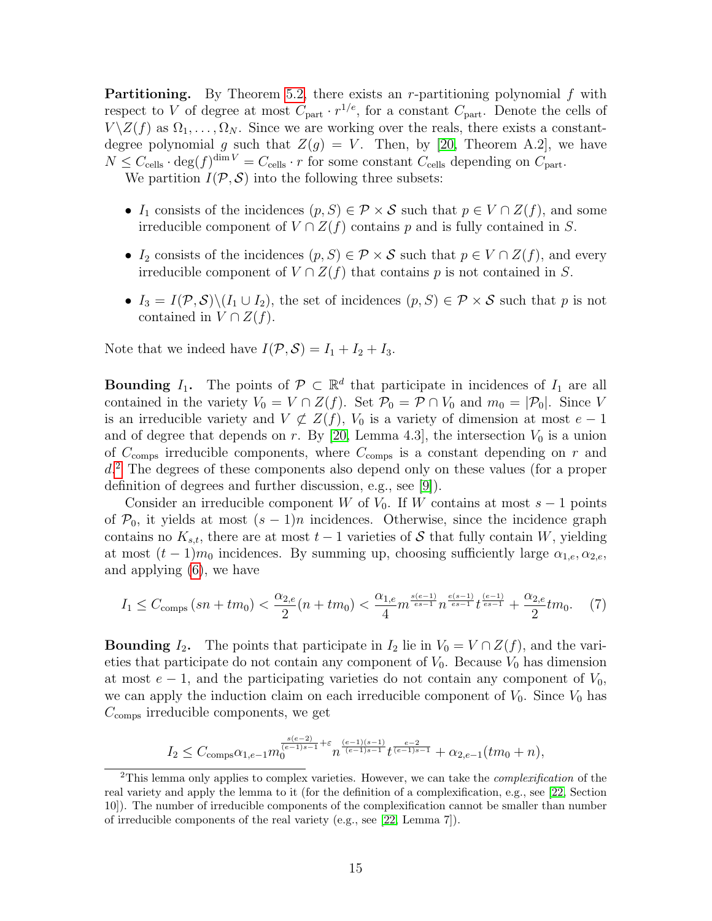**Partitioning.** By Theorem 5.2, there exists an $r$-partitioning polynomial $f$ with respect to $V$ of degree at most $C_{\text{part}} \cdot r^{1/e}$, for a constant $C_{\text{part}}$. Denote the cells of $V \backslash Z(f)$ as $\Omega_1, \ldots, \Omega_N$. Since we are working over the reals, there exists a constant-degree polynomial $g$ such that $Z(g) = V$. Then, by [20, Theorem A.2], we have $N \le C_{\text{cells}} \cdot \deg(f)^{\dim V} = C_{\text{cells}} \cdot r$ for some constant $C_{\text{cells}}$ depending on $C_{\text{part}}$.

We partition $I(\mathcal{P}, \mathcal{S})$ into the following three subsets:

- $I_1$ consists of the incidences $(p, S) \in \mathcal{P} \times \mathcal{S}$ such that $p \in V \cap Z(f)$, and some irreducible component of $V \cap Z(f)$ contains $p$ and is fully contained in $S$.
- $I_2$ consists of the incidences $(p, S) \in \mathcal{P} \times \mathcal{S}$ such that $p \in V \cap Z(f)$, and every irreducible component of $V \cap Z(f)$ that contains $p$ is not contained in $S$.
- $I_3 = I(\mathcal{P}, \mathcal{S}) \backslash (I_1 \cup I_2)$, the set of incidences $(p, S) \in \mathcal{P} \times \mathcal{S}$ such that $p$ is not contained in $V \cap Z(f)$.

Note that we indeed have $I(\mathcal{P}, \mathcal{S}) = I_1 + I_2 + I_3$.

**Bounding $I_1$.** The points of $\mathcal{P} \subset \mathbb{R}^d$ that participate in incidences of $I_1$ are all contained in the variety $V_0 = V \cap Z(f)$. Set $\mathcal{P}_0 = \mathcal{P} \cap V_0$ and $m_0 = |\mathcal{P}_0|$. Since $V$ is an irreducible variety and $V \not\subset Z(f)$, $V_0$ is a variety of dimension at most $e - 1$ and of degree that depends on $r$. By [20, Lemma 4.3], the intersection $V_0$ is a union of $C_{\text{comps}}$ irreducible components, where $C_{\text{comps}}$ is a constant depending on $r$ and $d$.[2] The degrees of these components also depend only on these values (for a proper definition of degrees and further discussion, e.g., see [9]).

Consider an irreducible component $W$ of $V_0$. If $W$ contains at most $s - 1$ points of $\mathcal{P}_0$, it yields at most $(s-1)n$ incidences. Otherwise, since the incidence graph contains no $K_{s,t}$, there are at most $t - 1$ varieties of $\mathcal{S}$ that fully contain $W$, yielding at most $(t-1)m_0$ incidences. By summing up, choosing sufficiently large $\alpha_{1,e}, \alpha_{2,e}$, and applying (6), we have

$$I_1 \le C_{\text{comps}} (sn + tm_0) < \frac{\alpha_{2,e}}{2}(n + tm_0) < \frac{\alpha_{1,e}}{4} m^{\frac{s(e-1)}{es-1}} n^{\frac{e(s-1)}{es-1}} t^{\frac{(e-1)}{es-1}} + \frac{\alpha_{2,e}}{2} tm_0. \quad (7)$$

**Bounding $I_2$.** The points that participate in $I_2$ lie in $V_0 = V \cap Z(f)$, and the varieties that participate do not contain any component of $V_0$. Because $V_0$ has dimension at most $e - 1$, and the participating varieties do not contain any component of $V_0$, we can apply the induction claim on each irreducible component of $V_0$. Since $V_0$ has $C_{\text{comps}}$ irreducible components, we get

$$I_2 \le C_{\text{comps}} \alpha_{1,e-1} m_0^{\frac{s(e-2)}{(e-1)s-1}+\varepsilon} n^{\frac{(e-1)(s-1)}{(e-1)s-1}} t^{\frac{e-2}{(e-1)s-1}} + \alpha_{2,e-1}(tm_0 + n),$$

[2] This lemma only applies to complex varieties. However, we can take the *complexification* of the real variety and apply the lemma to it (for the definition of a complexification, e.g., see [22, Section 10]). The number of irreducible components of the complexification cannot be smaller than number of irreducible components of the real variety (e.g., see [22, Lemma 7]).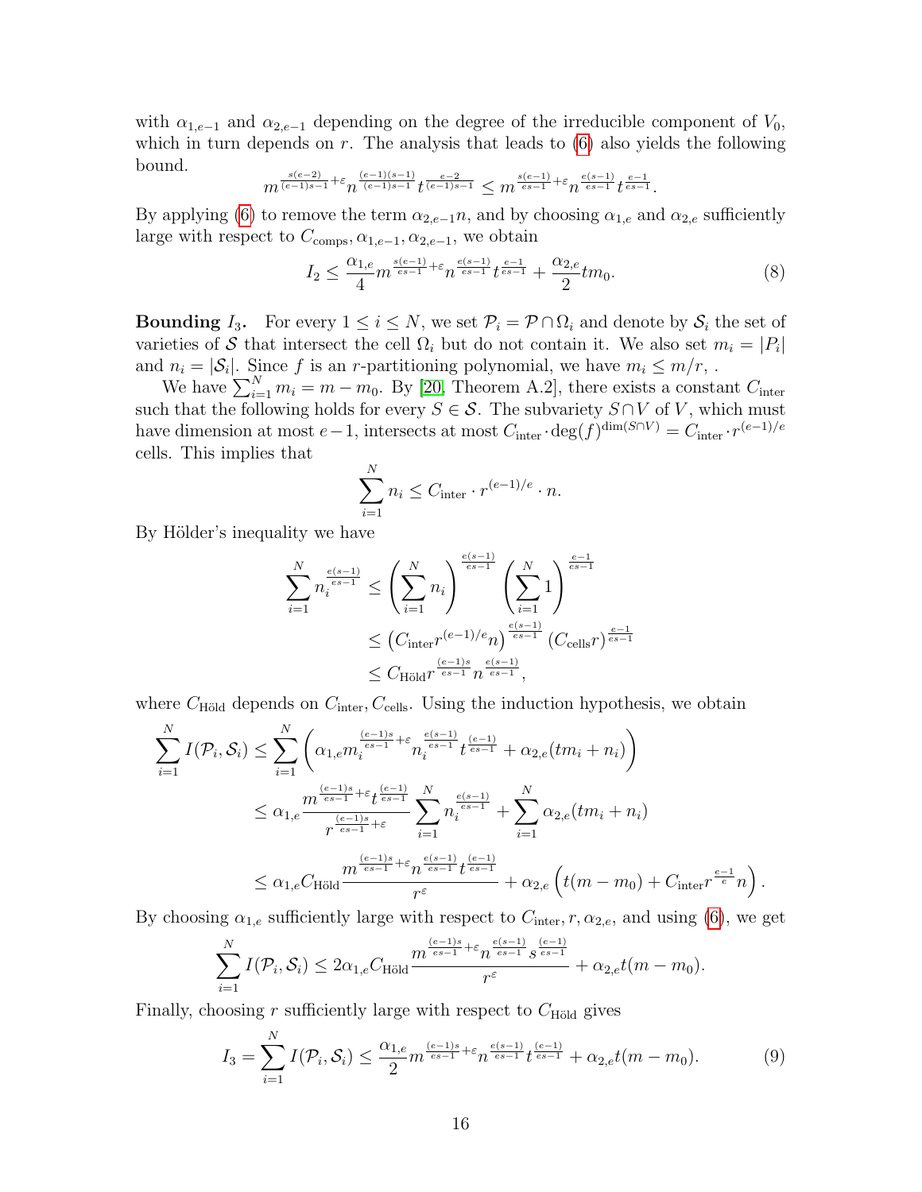with $\alpha_{1,e-1}$ and $\alpha_{2,e-1}$ depending on the degree of the irreducible component of $V_0$, which in turn depends on $r$. The analysis that leads to (6) also yields the following bound.

$$m^{\frac{s(e-2)}{(e-1)s-1}+\varepsilon} n^{\frac{(e-1)(s-1)}{(e-1)s-1}} t^{\frac{e-2}{(e-1)s-1}} \le m^{\frac{s(e-1)}{es-1}+\varepsilon} n^{\frac{e(s-1)}{es-1}} t^{\frac{e-1}{es-1}}.$$

By applying (6) to remove the term $\alpha_{2,e-1}n$, and by choosing $\alpha_{1,e}$ and $\alpha_{2,e}$ sufficiently large with respect to $C_{\text{comps}}, \alpha_{1,e-1}, \alpha_{2,e-1}$, we obtain

$$I_2 \le \frac{\alpha_{1,e}}{4} m^{\frac{s(e-1)}{es-1}+\varepsilon} n^{\frac{e(s-1)}{es-1}} t^{\frac{e-1}{es-1}} + \frac{\alpha_{2,e}}{2} t m_0. \tag{8}$$

**Bounding $I_3$.** For every $1 \le i \le N$, we set $\mathcal{P}_i = \mathcal{P} \cap \Omega_i$ and denote by $\mathcal{S}_i$ the set of varieties of $\mathcal{S}$ that intersect the cell $\Omega_i$ but do not contain it. We also set $m_i = |P_i|$ and $n_i = |\mathcal{S}_i|$. Since $f$ is an $r$-partitioning polynomial, we have $m_i \le m/r$, .

We have $\sum_{i=1}^N m_i = m - m_0$. By [20, Theorem A.2], there exists a constant $C_{\text{inter}}$ such that the following holds for every $S \in \mathcal{S}$. The subvariety $S \cap V$ of $V$, which must have dimension at most $e-1$, intersects at most $C_{\text{inter}} \cdot \deg(f)^{\dim(S\cap V)} = C_{\text{inter}} \cdot r^{(e-1)/e}$ cells. This implies that

$$\sum_{i=1}^N n_i \le C_{\text{inter}} \cdot r^{(e-1)/e} \cdot n.$$

By Hölder's inequality we have

$$\begin{aligned}
\sum_{i=1}^N n_i^{\frac{e(s-1)}{es-1}} &\le \left(\sum_{i=1}^N n_i\right)^{\frac{e(s-1)}{es-1}} \left(\sum_{i=1}^N 1\right)^{\frac{e-1}{es-1}} \\
&\le \left(C_{\text{inter}} r^{(e-1)/e} n\right)^{\frac{e(s-1)}{es-1}} \left(C_{\text{cells}} r\right)^{\frac{e-1}{es-1}} \\
&\le C_{\text{Höld}} r^{\frac{(e-1)s}{es-1}} n^{\frac{e(s-1)}{es-1}},
\end{aligned}$$

where $C_{\text{Höld}}$ depends on $C_{\text{inter}}, C_{\text{cells}}$. Using the induction hypothesis, we obtain

$$\begin{aligned}
\sum_{i=1}^N I(\mathcal{P}_i, \mathcal{S}_i) &\le \sum_{i=1}^N \left(\alpha_{1,e} m_i^{\frac{(e-1)s}{es-1}+\varepsilon} n_i^{\frac{e(s-1)}{es-1}} t^{\frac{(e-1)}{es-1}} + \alpha_{2,e}(tm_i + n_i)\right) \\
&\le \alpha_{1,e} \frac{m^{\frac{(e-1)s}{es-1}+\varepsilon} t^{\frac{(e-1)}{es-1}}}{r^{\frac{(e-1)s}{es-1}+\varepsilon}} \sum_{i=1}^N n_i^{\frac{e(s-1)}{es-1}} + \sum_{i=1}^N \alpha_{2,e}(tm_i + n_i) \\
&\le \alpha_{1,e} C_{\text{Höld}} \frac{m^{\frac{(e-1)s}{es-1}+\varepsilon} n^{\frac{e(s-1)}{es-1}} t^{\frac{(e-1)}{es-1}}}{r^{\varepsilon}} + \alpha_{2,e}\left(t(m-m_0) + C_{\text{inter}} r^{\frac{e-1}{e}} n\right).
\end{aligned}$$

By choosing $\alpha_{1,e}$ sufficiently large with respect to $C_{\text{inter}}, r, \alpha_{2,e}$, and using (6), we get

$$\sum_{i=1}^N I(\mathcal{P}_i, \mathcal{S}_i) \le 2\alpha_{1,e} C_{\text{Höld}} \frac{m^{\frac{(e-1)s}{es-1}+\varepsilon} n^{\frac{e(s-1)}{es-1}} s^{\frac{(e-1)}{es-1}}}{r^{\varepsilon}} + \alpha_{2,e} t(m-m_0).$$

Finally, choosing $r$ sufficiently large with respect to $C_{\text{Höld}}$ gives

$$I_3 = \sum_{i=1}^N I(\mathcal{P}_i, \mathcal{S}_i) \le \frac{\alpha_{1,e}}{2} m^{\frac{(e-1)s}{es-1}+\varepsilon} n^{\frac{e(s-1)}{es-1}} t^{\frac{(e-1)}{es-1}} + \alpha_{2,e} t(m-m_0). \tag{9}$$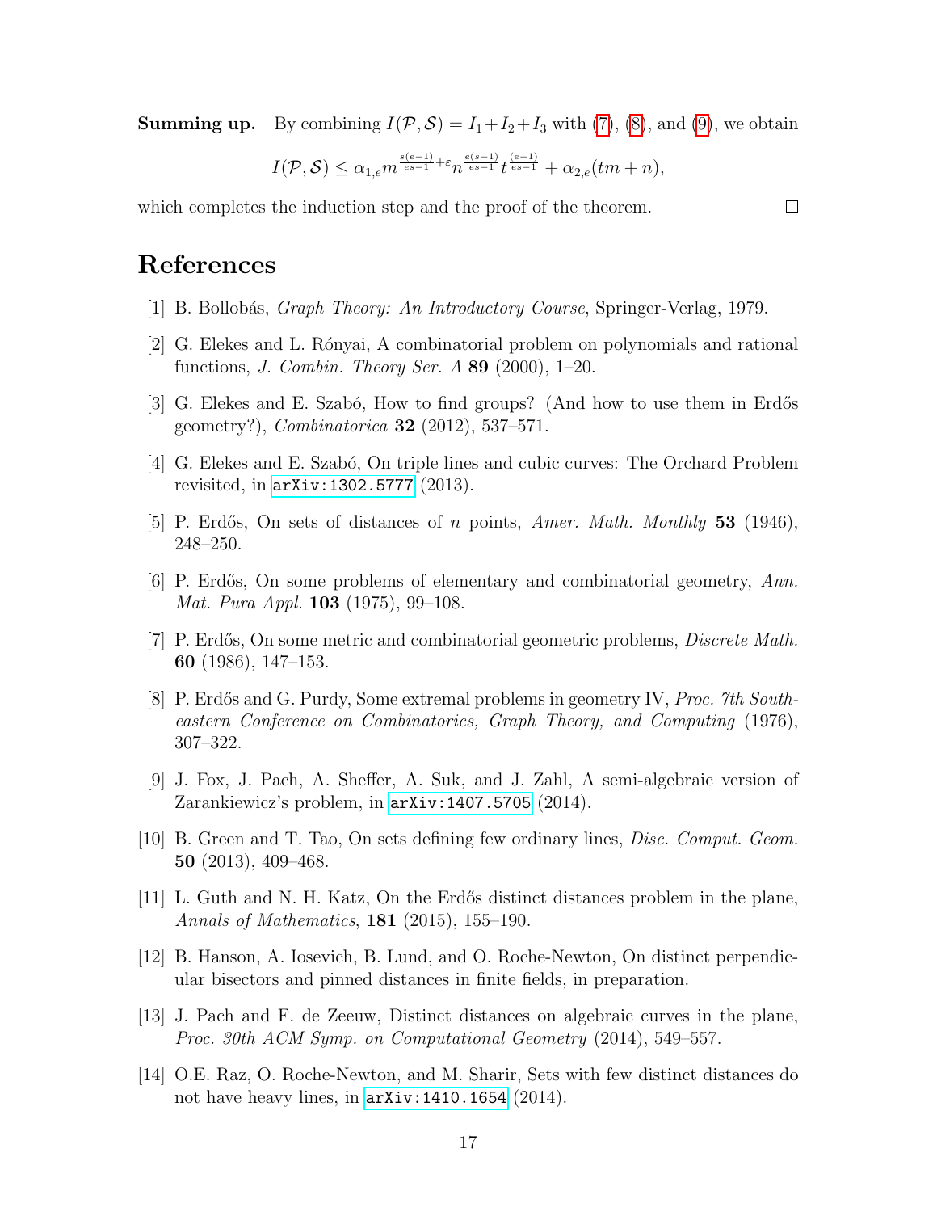**Summing up.** By combining $I(\mathcal{P},\mathcal{S}) = I_1+I_2+I_3$ with (7), (8), and (9), we obtain

$$I(\mathcal{P},\mathcal{S}) \leq \alpha_{1,e} m^{\frac{s(e-1)}{es-1}+\varepsilon} n^{\frac{e(s-1)}{es-1}} t^{\frac{(e-1)}{es-1}} + \alpha_{2,e}(tm+n),$$

which completes the induction step and the proof of the theorem. □

# References

[1] B. Bollobás, *Graph Theory: An Introductory Course*, Springer-Verlag, 1979.

[2] G. Elekes and L. Rónyai, A combinatorial problem on polynomials and rational functions, *J. Combin. Theory Ser. A* **89** (2000), 1–20.

[3] G. Elekes and E. Szabó, How to find groups? (And how to use them in Erdős geometry?), *Combinatorica* **32** (2012), 537–571.

[4] G. Elekes and E. Szabó, On triple lines and cubic curves: The Orchard Problem revisited, in `arXiv:1302.5777` (2013).

[5] P. Erdős, On sets of distances of $n$ points, *Amer. Math. Monthly* **53** (1946), 248–250.

[6] P. Erdős, On some problems of elementary and combinatorial geometry, *Ann. Mat. Pura Appl.* **103** (1975), 99–108.

[7] P. Erdős, On some metric and combinatorial geometric problems, *Discrete Math.* **60** (1986), 147–153.

[8] P. Erdős and G. Purdy, Some extremal problems in geometry IV, *Proc. 7th Southeastern Conference on Combinatorics, Graph Theory, and Computing* (1976), 307–322.

[9] J. Fox, J. Pach, A. Sheffer, A. Suk, and J. Zahl, A semi-algebraic version of Zarankiewicz's problem, in `arXiv:1407.5705` (2014).

[10] B. Green and T. Tao, On sets defining few ordinary lines, *Disc. Comput. Geom.* **50** (2013), 409–468.

[11] L. Guth and N. H. Katz, On the Erdős distinct distances problem in the plane, *Annals of Mathematics*, **181** (2015), 155–190.

[12] B. Hanson, A. Iosevich, B. Lund, and O. Roche-Newton, On distinct perpendicular bisectors and pinned distances in finite fields, in preparation.

[13] J. Pach and F. de Zeeuw, Distinct distances on algebraic curves in the plane, *Proc. 30th ACM Symp. on Computational Geometry* (2014), 549–557.

[14] O.E. Raz, O. Roche-Newton, and M. Sharir, Sets with few distinct distances do not have heavy lines, in `arXiv:1410.1654` (2014).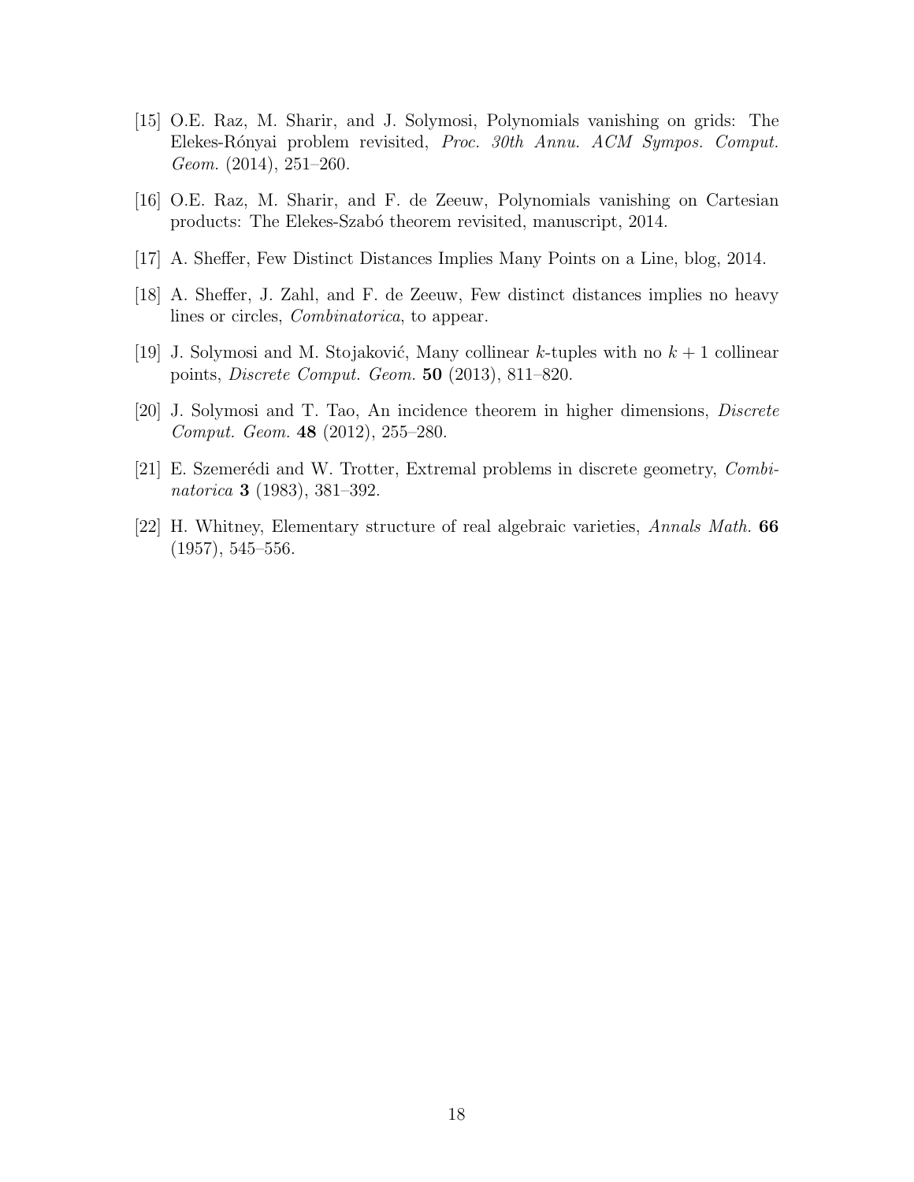[15] O.E. Raz, M. Sharir, and J. Solymosi, Polynomials vanishing on grids: The Elekes-Rónyai problem revisited, *Proc. 30th Annu. ACM Sympos. Comput. Geom.* (2014), 251–260.

[16] O.E. Raz, M. Sharir, and F. de Zeeuw, Polynomials vanishing on Cartesian products: The Elekes-Szabó theorem revisited, manuscript, 2014.

[17] A. Sheffer, Few Distinct Distances Implies Many Points on a Line, blog, 2014.

[18] A. Sheffer, J. Zahl, and F. de Zeeuw, Few distinct distances implies no heavy lines or circles, *Combinatorica*, to appear.

[19] J. Solymosi and M. Stojaković, Many collinear $k$-tuples with no $k+1$ collinear points, *Discrete Comput. Geom.* **50** (2013), 811–820.

[20] J. Solymosi and T. Tao, An incidence theorem in higher dimensions, *Discrete Comput. Geom.* **48** (2012), 255–280.

[21] E. Szemerédi and W. Trotter, Extremal problems in discrete geometry, *Combinatorica* **3** (1983), 381–392.

[22] H. Whitney, Elementary structure of real algebraic varieties, *Annals Math.* **66** (1957), 545–556.